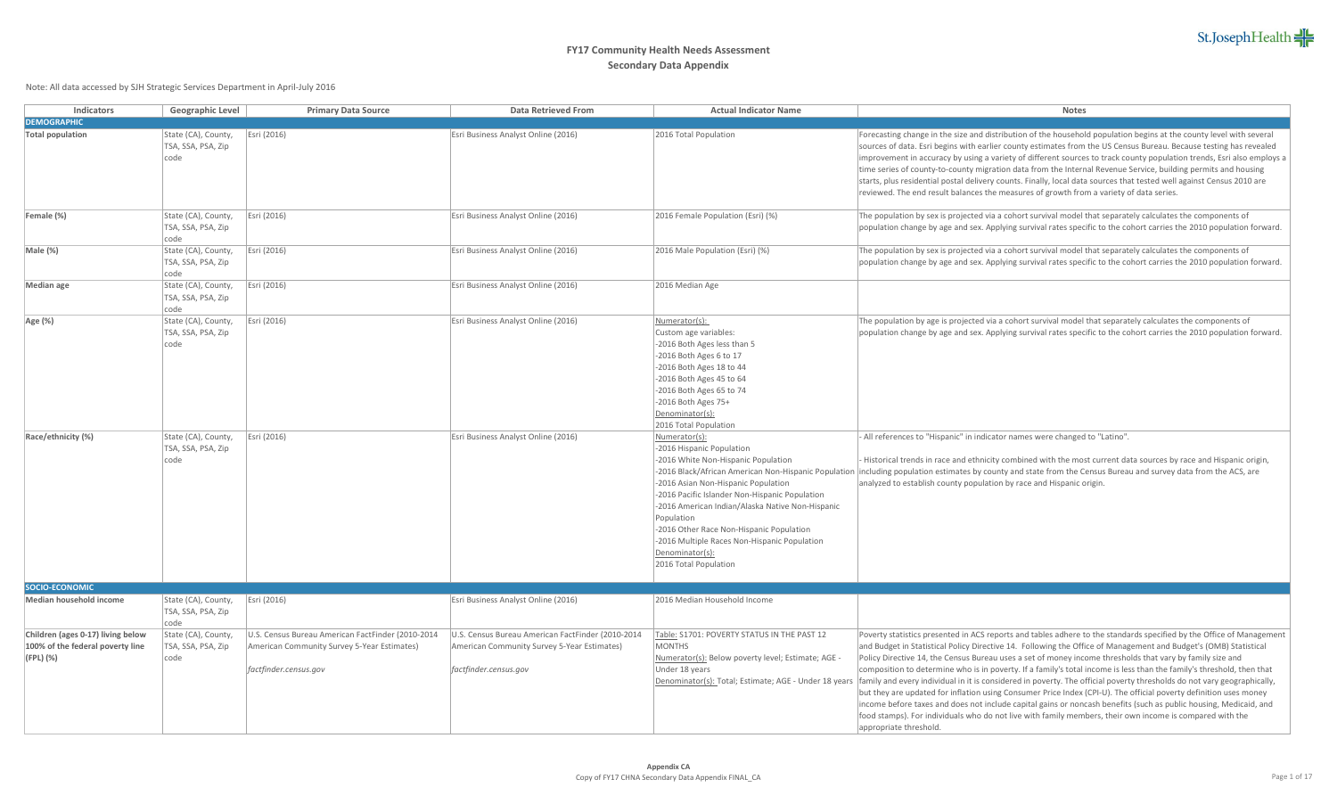# FY17 Community Health Needs Assessment
## Secondary Data Appendix

Note: All data accessed by SJH Strategic Services Department in April-July 2016

| Indicators | Geographic Level | Primary Data Source | Data Retrieved From | Actual Indicator Name | Notes |
|---|---|---|---|---|---|
| **DEMOGRAPHIC** | | | | | |
| **Total population** | State (CA), County, TSA, SSA, PSA, Zip code | Esri (2016) | Esri Business Analyst Online (2016) | 2016 Total Population | Forecasting change in the size and distribution of the household population begins at the county level with several sources of data. Esri begins with earlier county estimates from the US Census Bureau. Because testing has revealed improvement in accuracy by using a variety of different sources to track county population trends, Esri also employs a time series of county-to-county migration data from the Internal Revenue Service, building permits and housing starts, plus residential postal delivery counts. Finally, local data sources that tested well against Census 2010 are reviewed. The end result balances the measures of growth from a variety of data series. |
| **Female (%)** | State (CA), County, TSA, SSA, PSA, Zip code | Esri (2016) | Esri Business Analyst Online (2016) | 2016 Female Population (Esri) (%) | The population by sex is projected via a cohort survival model that separately calculates the components of population change by age and sex. Applying survival rates specific to the cohort carries the 2010 population forward. |
| **Male (%)** | State (CA), County, TSA, SSA, PSA, Zip code | Esri (2016) | Esri Business Analyst Online (2016) | 2016 Male Population (Esri) (%) | The population by sex is projected via a cohort survival model that separately calculates the components of population change by age and sex. Applying survival rates specific to the cohort carries the 2010 population forward. |
| **Median age** | State (CA), County, TSA, SSA, PSA, Zip code | Esri (2016) | Esri Business Analyst Online (2016) | 2016 Median Age | |
| **Age (%)** | State (CA), County, TSA, SSA, PSA, Zip code | Esri (2016) | Esri Business Analyst Online (2016) | Numerator(s): Custom age variables: -2016 Both Ages less than 5 -2016 Both Ages 6 to 17 -2016 Both Ages 18 to 44 -2016 Both Ages 45 to 64 -2016 Both Ages 65 to 74 -2016 Both Ages 75+ Denominator(s): 2016 Total Population | The population by age is projected via a cohort survival model that separately calculates the components of population change by age and sex. Applying survival rates specific to the cohort carries the 2010 population forward. |
| **Race/ethnicity (%)** | State (CA), County, TSA, SSA, PSA, Zip code | Esri (2016) | Esri Business Analyst Online (2016) | Numerator(s): -2016 Hispanic Population -2016 White Non-Hispanic Population -2016 Black/African American Non-Hispanic Population -2016 Asian Non-Hispanic Population -2016 Pacific Islander Non-Hispanic Population -2016 American Indian/Alaska Native Non-Hispanic Population -2016 Other Race Non-Hispanic Population -2016 Multiple Races Non-Hispanic Population Denominator(s): 2016 Total Population | - All references to "Hispanic" in indicator names were changed to "Latino". - Historical trends in race and ethnicity combined with the most current data sources by race and Hispanic origin, including population estimates by county and state from the Census Bureau and survey data from the ACS, are analyzed to establish county population by race and Hispanic origin. |
| **SOCIO-ECONOMIC** | | | | | |
| **Median household income** | State (CA), County, TSA, SSA, PSA, Zip code | Esri (2016) | Esri Business Analyst Online (2016) | 2016 Median Household Income | |
| **Children (ages 0-17) living below 100% of the federal poverty line (FPL) (%)** | State (CA), County, TSA, SSA, PSA, Zip code | U.S. Census Bureau American FactFinder (2010-2014 American Community Survey 5-Year Estimates) *factfinder.census.gov* | U.S. Census Bureau American FactFinder (2010-2014 American Community Survey 5-Year Estimates) *factfinder.census.gov* | Table: S1701: POVERTY STATUS IN THE PAST 12 MONTHS Numerator(s): Below poverty level; Estimate; AGE - Under 18 years Denominator(s): Total; Estimate; AGE - Under 18 years | Poverty statistics presented in ACS reports and tables adhere to the standards specified by the Office of Management and Budget in Statistical Policy Directive 14. Following the Office of Management and Budget's (OMB) Statistical Policy Directive 14, the Census Bureau uses a set of money income thresholds that vary by family size and composition to determine who is in poverty. If a family's total income is less than the family's threshold, then that family and every individual in it is considered in poverty. The official poverty thresholds do not vary geographically, but they are updated for inflation using Consumer Price Index (CPI-U). The official poverty definition uses money income before taxes and does not include capital gains or noncash benefits (such as public housing, Medicaid, and food stamps). For individuals who do not live with family members, their own income is compared with the appropriate threshold. |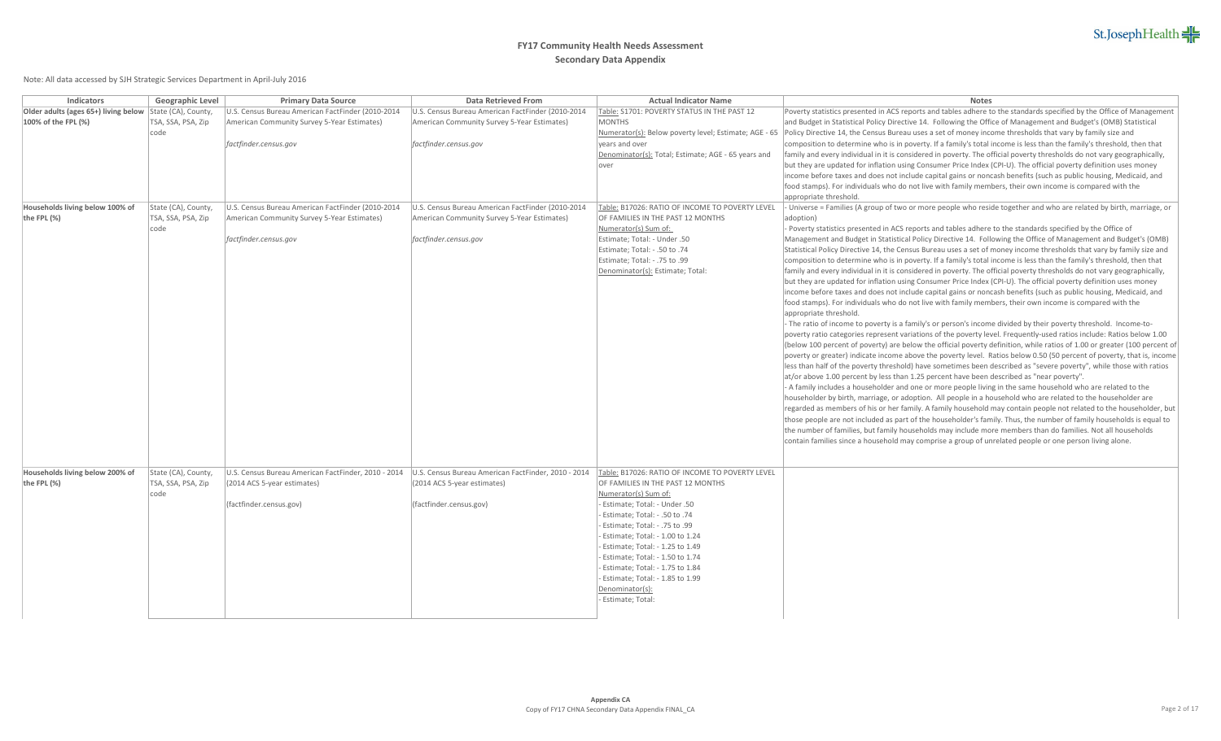# FY17 Community Health Needs Assessment

## Secondary Data Appendix

Note: All data accessed by SJH Strategic Services Department in April-July 2016

| Indicators | Geographic Level | Primary Data Source | Data Retrieved From | Actual Indicator Name | Notes |
|---|---|---|---|---|---|
| **Older adults (ages 65+) living below 100% of the FPL (%)** | State (CA), County, TSA, SSA, PSA, Zip code | U.S. Census Bureau American FactFinder (2010-2014 American Community Survey 5-Year Estimates)<br><br>*factfinder.census.gov* | U.S. Census Bureau American FactFinder (2010-2014 American Community Survey 5-Year Estimates)<br><br>*factfinder.census.gov* | Table: S1701: POVERTY STATUS IN THE PAST 12 MONTHS<br>Numerator(s): Below poverty level; Estimate; AGE - 65 years and over<br>Denominator(s): Total; Estimate; AGE - 65 years and over | Poverty statistics presented in ACS reports and tables adhere to the standards specified by the Office of Management and Budget in Statistical Policy Directive 14. Following the Office of Management and Budget's (OMB) Statistical Policy Directive 14, the Census Bureau uses a set of money income thresholds that vary by family size and composition to determine who is in poverty. If a family's total income is less than the family's threshold, then that family and every individual in it is considered in poverty. The official poverty thresholds do not vary geographically, but they are updated for inflation using Consumer Price Index (CPI-U). The official poverty definition uses money income before taxes and does not include capital gains or noncash benefits (such as public housing, Medicaid, and food stamps). For individuals who do not live with family members, their own income is compared with the appropriate threshold. |
| **Households living below 100% of the FPL (%)** | State (CA), County, TSA, SSA, PSA, Zip code | U.S. Census Bureau American FactFinder (2010-2014 American Community Survey 5-Year Estimates)<br><br>*factfinder.census.gov* | U.S. Census Bureau American FactFinder (2010-2014 American Community Survey 5-Year Estimates)<br><br>*factfinder.census.gov* | Table: B17026: RATIO OF INCOME TO POVERTY LEVEL OF FAMILIES IN THE PAST 12 MONTHS<br>Numerator(s) Sum of:<br>Estimate; Total: - Under .50<br>Estimate; Total: - .50 to .74<br>Estimate; Total: - .75 to .99<br>Denominator(s): Estimate; Total: | - Universe = Families (A group of two or more people who reside together and who are related by birth, marriage, or adoption)<br>- Poverty statistics presented in ACS reports and tables adhere to the standards specified by the Office of Management and Budget in Statistical Policy Directive 14. Following the Office of Management and Budget's (OMB) Statistical Policy Directive 14, the Census Bureau uses a set of money income thresholds that vary by family size and composition to determine who is in poverty. If a family's total income is less than the family's threshold, then that family and every individual in it is considered in poverty. The official poverty thresholds do not vary geographically, but they are updated for inflation using Consumer Price Index (CPI-U). The official poverty definition uses money income before taxes and does not include capital gains or noncash benefits (such as public housing, Medicaid, and food stamps). For individuals who do not live with family members, their own income is compared with the appropriate threshold.<br>- The ratio of income to poverty is a family's or person's income divided by their poverty threshold. Income-to-poverty ratio categories represent variations of the poverty level. Frequently-used ratios include: Ratios below 1.00 (below 100 percent of poverty) are below the official poverty definition, while ratios of 1.00 or greater (100 percent of poverty or greater) indicate income above the poverty level. Ratios below 0.50 (50 percent of poverty, that is, income less than half of the poverty threshold) have sometimes been described as "severe poverty", while those with ratios at/or above 1.00 percent by less than 1.25 percent have been described as "near poverty".<br>- A family includes a householder and one or more people living in the same household who are related to the householder by birth, marriage, or adoption. All people in a household who are related to the householder are regarded as members of his or her family. A family household may contain people not related to the householder, but those people are not included as part of the householder's family. Thus, the number of family households is equal to the number of families, but family households may include more members than do families. Not all households contain families since a household may comprise a group of unrelated people or one person living alone. |
| **Households living below 200% of the FPL (%)** | State (CA), County, TSA, SSA, PSA, Zip code | U.S. Census Bureau American FactFinder, 2010 - 2014 (2014 ACS 5-year estimates)<br><br>(factfinder.census.gov) | U.S. Census Bureau American FactFinder, 2010 - 2014 (2014 ACS 5-year estimates)<br><br>(factfinder.census.gov) | Table: B17026: RATIO OF INCOME TO POVERTY LEVEL OF FAMILIES IN THE PAST 12 MONTHS<br>Numerator(s) Sum of:<br>- Estimate; Total: - Under .50<br>- Estimate; Total: - .50 to .74<br>- Estimate; Total: - .75 to .99<br>- Estimate; Total: - 1.00 to 1.24<br>- Estimate; Total: - 1.25 to 1.49<br>- Estimate; Total: - 1.50 to 1.74<br>- Estimate; Total: - 1.75 to 1.84<br>- Estimate; Total: - 1.85 to 1.99<br>Denominator(s):<br>- Estimate; Total: | |

**Appendix CA**
Copy of FY17 CHNA Secondary Data Appendix FINAL_CA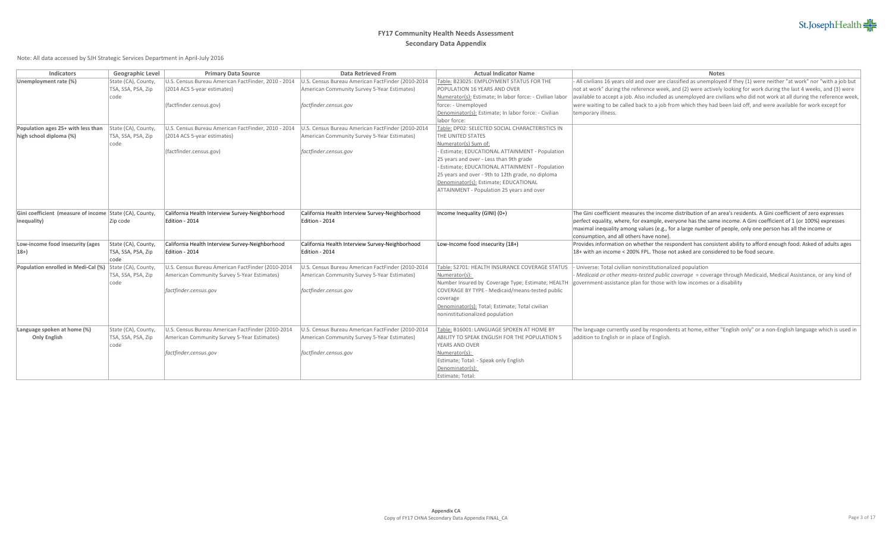# FY17 Community Health Needs Assessment

## Secondary Data Appendix

Note: All data accessed by SJH Strategic Services Department in April-July 2016

| Indicators | Geographic Level | Primary Data Source | Data Retrieved From | Actual Indicator Name | Notes |
|---|---|---|---|---|---|
| **Unemployment rate (%)** | State (CA), County, TSA, SSA, PSA, Zip code | U.S. Census Bureau American FactFinder, 2010 - 2014 (2014 ACS 5-year estimates)<br><br>(factfinder.census.gov) | U.S. Census Bureau American FactFinder (2010-2014 American Community Survey 5-Year Estimates)<br><br>*factfinder.census.gov* | Table: B23025: EMPLOYMENT STATUS FOR THE POPULATION 16 YEARS AND OVER<br>Numerator(s): Estimate; In labor force: - Civilian labor force: - Unemployed<br>Denominator(s): Estimate; In labor force: - Civilian labor force: | - All civilians 16 years old and over are classified as unemployed if they (1) were neither "at work" nor "with a job but not at work" during the reference week, and (2) were actively looking for work during the last 4 weeks, and (3) were available to accept a job. Also included as unemployed are civilians who did not work at all during the reference week, were waiting to be called back to a job from which they had been laid off, and were available for work except for temporary illness. |
| **Population ages 25+ with less than high school diploma (%)** | State (CA), County, TSA, SSA, PSA, Zip code | U.S. Census Bureau American FactFinder, 2010 - 2014 (2014 ACS 5-year estimates)<br><br>(factfinder.census.gov) | U.S. Census Bureau American FactFinder (2010-2014 American Community Survey 5-Year Estimates)<br><br>*factfinder.census.gov* | Table: DP02: SELECTED SOCIAL CHARACTERISTICS IN THE UNITED STATES<br>Numerator(s) Sum of:<br>- Estimate; EDUCATIONAL ATTAINMENT - Population 25 years and over - Less than 9th grade<br>- Estimate; EDUCATIONAL ATTAINMENT - Population 25 years and over - 9th to 12th grade, no diploma<br>Denominator(s): Estimate; EDUCATIONAL ATTAINMENT - Population 25 years and over | |
| **Gini coefficient (measure of income inequality)** | State (CA), County, Zip code | California Health Interview Survey-Neighborhood Edition - 2014 | California Health Interview Survey-Neighborhood Edition - 2014 | Income Inequality (GINI) (0+) | The Gini coefficient measures the income distribution of an area's residents. A Gini coefficient of zero expresses perfect equality, where, for example, everyone has the same income. A Gini coefficient of 1 (or 100%) expresses maximal inequality among values (e.g., for a large number of people, only one person has all the income or consumption, and all others have none). |
| **Low-income food insecurity (ages 18+)** | State (CA), County, TSA, SSA, PSA, Zip code | California Health Interview Survey-Neighborhood Edition - 2014 | California Health Interview Survey-Neighborhood Edition - 2014 | Low-Income food insecurity (18+) | Provides information on whether the respondent has consistent ability to afford enough food. Asked of adults ages 18+ with an income < 200% FPL. Those not asked are considered to be food secure. |
| **Population enrolled in Medi-Cal (%)** | State (CA), County, TSA, SSA, PSA, Zip code | U.S. Census Bureau American FactFinder (2010-2014 American Community Survey 5-Year Estimates)<br><br>*factfinder.census.gov* | U.S. Census Bureau American FactFinder (2010-2014 American Community Survey 5-Year Estimates)<br><br>*factfinder.census.gov* | Table: S2701: HEALTH INSURANCE COVERAGE STATUS<br>Numerator(s):<br>Number Insured by Coverage Type; Estimate; HEALTH COVERAGE BY TYPE - Medicaid/means-tested public coverage<br>Denominator(s): Total; Estimate; Total civilian noninstitutionalized population | - Universe: Total civilian noninstitutionalized population<br>- *Medicaid or other means-tested public coverage* = coverage through Medicaid, Medical Assistance, or any kind of government-assistance plan for those with low incomes or a disability |
| **Language spoken at home (%)**<br>**Only English** | State (CA), County, TSA, SSA, PSA, Zip code | U.S. Census Bureau American FactFinder (2010-2014 American Community Survey 5-Year Estimates)<br><br>*factfinder.census.gov* | U.S. Census Bureau American FactFinder (2010-2014 American Community Survey 5-Year Estimates)<br><br>*factfinder.census.gov* | Table: B16001: LANGUAGE SPOKEN AT HOME BY ABILITY TO SPEAK ENGLISH FOR THE POPULATION 5 YEARS AND OVER<br>Numerator(s):<br>Estimate; Total: - Speak only English<br>Denominator(s):<br>Estimate; Total: | The language currently used by respondents at home, either "English only" or a non-English language which is used in addition to English or in place of English. |

**Appendix CA**
Copy of FY17 CHNA Secondary Data Appendix FINAL_CA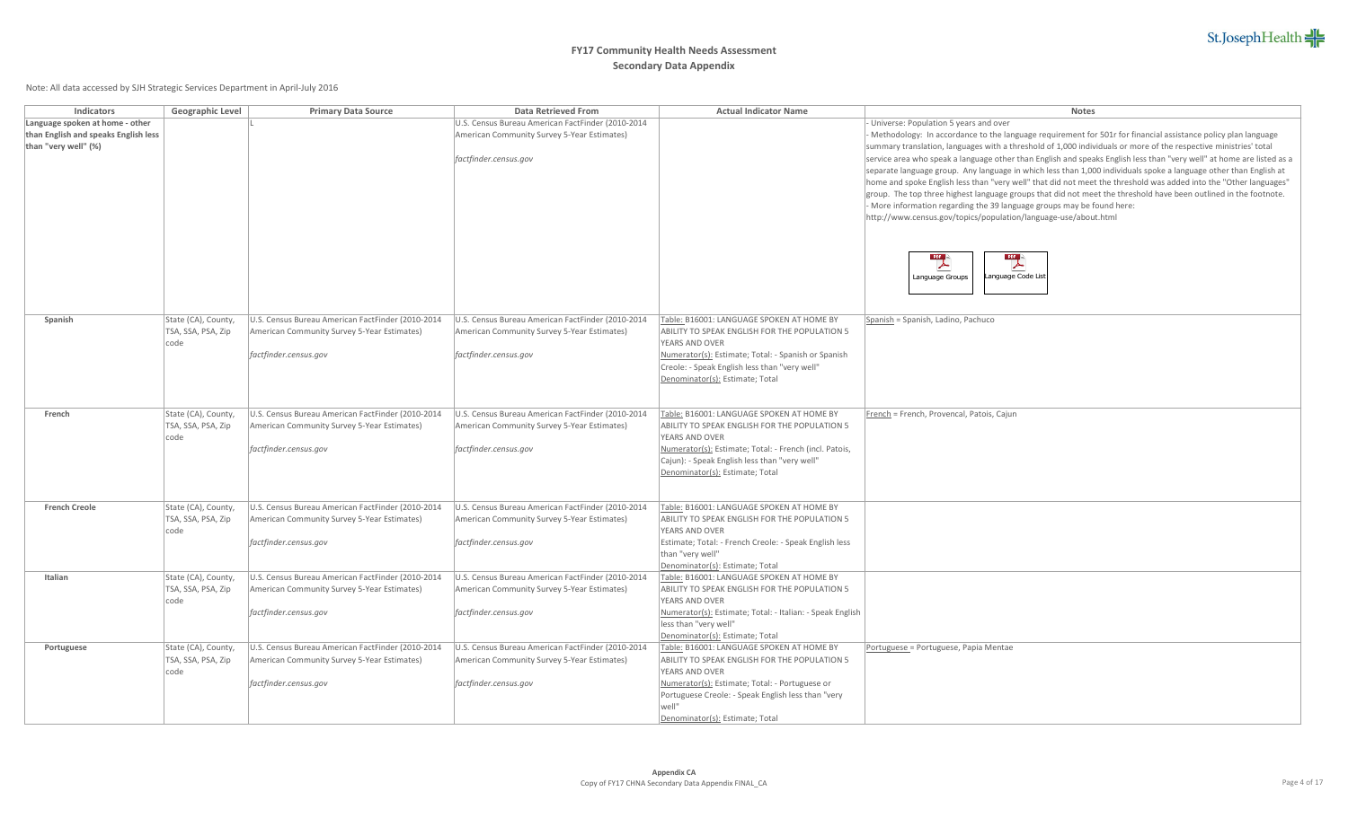# FY17 Community Health Needs Assessment
## Secondary Data Appendix

Note: All data accessed by SJH Strategic Services Department in April-July 2016

| Indicators | Geographic Level | Primary Data Source | Data Retrieved From | Actual Indicator Name | Notes |
|---|---|---|---|---|---|
| **Language spoken at home - other than English and speaks English less than "very well" (%)** | | L | U.S. Census Bureau American FactFinder (2010-2014 American Community Survey 5-Year Estimates) *factfinder.census.gov* | | - Universe: Population 5 years and over - Methodology: In accordance to the language requirement for 501r for financial assistance policy plan language summary translation, languages with a threshold of 1,000 individuals or more of the respective ministries' total service area who speak a language other than English and speaks English less than "very well" at home are listed as a separate language group. Any language in which less than 1,000 individuals spoke a language other than English at home and spoke English less than "very well" that did not meet the threshold was added into the "Other languages" group. The top three highest language groups that did not meet the threshold have been outlined in the footnote. - More information regarding the 39 language groups may be found here: http://www.census.gov/topics/population/language-use/about.html Language Groups Language Code List |
| **Spanish** | State (CA), County, TSA, SSA, PSA, Zip code | U.S. Census Bureau American FactFinder (2010-2014 American Community Survey 5-Year Estimates) *factfinder.census.gov* | U.S. Census Bureau American FactFinder (2010-2014 American Community Survey 5-Year Estimates) *factfinder.census.gov* | Table: B16001: LANGUAGE SPOKEN AT HOME BY ABILITY TO SPEAK ENGLISH FOR THE POPULATION 5 YEARS AND OVER Numerator(s): Estimate; Total: - Spanish or Spanish Creole: - Speak English less than "very well" Denominator(s): Estimate; Total | Spanish = Spanish, Ladino, Pachuco |
| **French** | State (CA), County, TSA, SSA, PSA, Zip code | U.S. Census Bureau American FactFinder (2010-2014 American Community Survey 5-Year Estimates) *factfinder.census.gov* | U.S. Census Bureau American FactFinder (2010-2014 American Community Survey 5-Year Estimates) *factfinder.census.gov* | Table: B16001: LANGUAGE SPOKEN AT HOME BY ABILITY TO SPEAK ENGLISH FOR THE POPULATION 5 YEARS AND OVER Numerator(s): Estimate; Total: - French (incl. Patois, Cajun): - Speak English less than "very well" Denominator(s): Estimate; Total | French = French, Provencal, Patois, Cajun |
| **French Creole** | State (CA), County, TSA, SSA, PSA, Zip code | U.S. Census Bureau American FactFinder (2010-2014 American Community Survey 5-Year Estimates) *factfinder.census.gov* | U.S. Census Bureau American FactFinder (2010-2014 American Community Survey 5-Year Estimates) *factfinder.census.gov* | Table: B16001: LANGUAGE SPOKEN AT HOME BY ABILITY TO SPEAK ENGLISH FOR THE POPULATION 5 YEARS AND OVER Estimate; Total: - French Creole: - Speak English less than "very well" Denominator(s): Estimate; Total | |
| **Italian** | State (CA), County, TSA, SSA, PSA, Zip code | U.S. Census Bureau American FactFinder (2010-2014 American Community Survey 5-Year Estimates) *factfinder.census.gov* | U.S. Census Bureau American FactFinder (2010-2014 American Community Survey 5-Year Estimates) *factfinder.census.gov* | Table: B16001: LANGUAGE SPOKEN AT HOME BY ABILITY TO SPEAK ENGLISH FOR THE POPULATION 5 YEARS AND OVER Numerator(s): Estimate; Total: - Italian: - Speak English less than "very well" Denominator(s): Estimate; Total | |
| **Portuguese** | State (CA), County, TSA, SSA, PSA, Zip code | U.S. Census Bureau American FactFinder (2010-2014 American Community Survey 5-Year Estimates) *factfinder.census.gov* | U.S. Census Bureau American FactFinder (2010-2014 American Community Survey 5-Year Estimates) *factfinder.census.gov* | Table: B16001: LANGUAGE SPOKEN AT HOME BY ABILITY TO SPEAK ENGLISH FOR THE POPULATION 5 YEARS AND OVER Numerator(s): Estimate; Total: - Portuguese or Portuguese Creole: - Speak English less than "very well" Denominator(s): Estimate; Total | Portuguese = Portuguese, Papia Mentae |

Appendix CA
Copy of FY17 CHNA Secondary Data Appendix FINAL_CA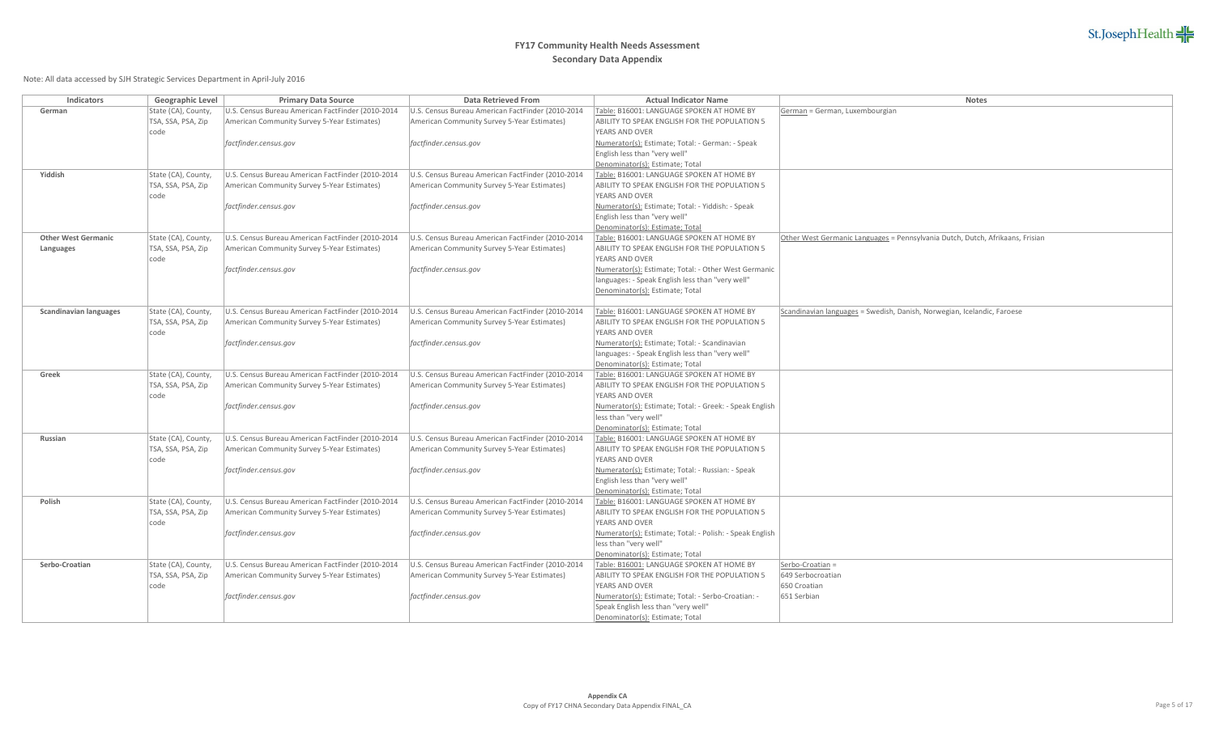# FY17 Community Health Needs Assessment

## Secondary Data Appendix

Note: All data accessed by SJH Strategic Services Department in April-July 2016

| Indicators | Geographic Level | Primary Data Source | Data Retrieved From | Actual Indicator Name | Notes |
|---|---|---|---|---|---|
| **German** | State (CA), County, TSA, SSA, PSA, Zip code | U.S. Census Bureau American FactFinder (2010-2014 American Community Survey 5-Year Estimates)<br><br>*factfinder.census.gov* | U.S. Census Bureau American FactFinder (2010-2014 American Community Survey 5-Year Estimates)<br><br>*factfinder.census.gov* | Table: B16001: LANGUAGE SPOKEN AT HOME BY ABILITY TO SPEAK ENGLISH FOR THE POPULATION 5 YEARS AND OVER<br>Numerator(s): Estimate; Total: - German: - Speak English less than "very well"<br>Denominator(s): Estimate; Total | German = German, Luxembourgian |
| **Yiddish** | State (CA), County, TSA, SSA, PSA, Zip code | U.S. Census Bureau American FactFinder (2010-2014 American Community Survey 5-Year Estimates)<br><br>*factfinder.census.gov* | U.S. Census Bureau American FactFinder (2010-2014 American Community Survey 5-Year Estimates)<br><br>*factfinder.census.gov* | Table: B16001: LANGUAGE SPOKEN AT HOME BY ABILITY TO SPEAK ENGLISH FOR THE POPULATION 5 YEARS AND OVER<br>Numerator(s): Estimate; Total: - Yiddish: - Speak English less than "very well"<br>Denominator(s): Estimate; Total | |
| **Other West Germanic Languages** | State (CA), County, TSA, SSA, PSA, Zip code | U.S. Census Bureau American FactFinder (2010-2014 American Community Survey 5-Year Estimates)<br><br>*factfinder.census.gov* | U.S. Census Bureau American FactFinder (2010-2014 American Community Survey 5-Year Estimates)<br><br>*factfinder.census.gov* | Table: B16001: LANGUAGE SPOKEN AT HOME BY ABILITY TO SPEAK ENGLISH FOR THE POPULATION 5 YEARS AND OVER<br>Numerator(s): Estimate; Total: - Other West Germanic languages: - Speak English less than "very well"<br>Denominator(s): Estimate; Total | Other West Germanic Languages = Pennsylvania Dutch, Dutch, Afrikaans, Frisian |
| **Scandinavian languages** | State (CA), County, TSA, SSA, PSA, Zip code | U.S. Census Bureau American FactFinder (2010-2014 American Community Survey 5-Year Estimates)<br><br>*factfinder.census.gov* | U.S. Census Bureau American FactFinder (2010-2014 American Community Survey 5-Year Estimates)<br><br>*factfinder.census.gov* | Table: B16001: LANGUAGE SPOKEN AT HOME BY ABILITY TO SPEAK ENGLISH FOR THE POPULATION 5 YEARS AND OVER<br>Numerator(s): Estimate; Total: - Scandinavian languages: - Speak English less than "very well"<br>Denominator(s): Estimate; Total | Scandinavian languages = Swedish, Danish, Norwegian, Icelandic, Faroese |
| **Greek** | State (CA), County, TSA, SSA, PSA, Zip code | U.S. Census Bureau American FactFinder (2010-2014 American Community Survey 5-Year Estimates)<br><br>*factfinder.census.gov* | U.S. Census Bureau American FactFinder (2010-2014 American Community Survey 5-Year Estimates)<br><br>*factfinder.census.gov* | Table: B16001: LANGUAGE SPOKEN AT HOME BY ABILITY TO SPEAK ENGLISH FOR THE POPULATION 5 YEARS AND OVER<br>Numerator(s): Estimate; Total: - Greek: - Speak English less than "very well"<br>Denominator(s): Estimate; Total | |
| **Russian** | State (CA), County, TSA, SSA, PSA, Zip code | U.S. Census Bureau American FactFinder (2010-2014 American Community Survey 5-Year Estimates)<br><br>*factfinder.census.gov* | U.S. Census Bureau American FactFinder (2010-2014 American Community Survey 5-Year Estimates)<br><br>*factfinder.census.gov* | Table: B16001: LANGUAGE SPOKEN AT HOME BY ABILITY TO SPEAK ENGLISH FOR THE POPULATION 5 YEARS AND OVER<br>Numerator(s): Estimate; Total: - Russian: - Speak English less than "very well"<br>Denominator(s): Estimate; Total | |
| **Polish** | State (CA), County, TSA, SSA, PSA, Zip code | U.S. Census Bureau American FactFinder (2010-2014 American Community Survey 5-Year Estimates)<br><br>*factfinder.census.gov* | U.S. Census Bureau American FactFinder (2010-2014 American Community Survey 5-Year Estimates)<br><br>*factfinder.census.gov* | Table: B16001: LANGUAGE SPOKEN AT HOME BY ABILITY TO SPEAK ENGLISH FOR THE POPULATION 5 YEARS AND OVER<br>Numerator(s): Estimate; Total: - Polish: - Speak English less than "very well"<br>Denominator(s): Estimate; Total | |
| **Serbo-Croatian** | State (CA), County, TSA, SSA, PSA, Zip code | U.S. Census Bureau American FactFinder (2010-2014 American Community Survey 5-Year Estimates)<br><br>*factfinder.census.gov* | U.S. Census Bureau American FactFinder (2010-2014 American Community Survey 5-Year Estimates)<br><br>*factfinder.census.gov* | Table: B16001: LANGUAGE SPOKEN AT HOME BY ABILITY TO SPEAK ENGLISH FOR THE POPULATION 5 YEARS AND OVER<br>Numerator(s): Estimate; Total: - Serbo-Croatian: - Speak English less than "very well"<br>Denominator(s): Estimate; Total | Serbo-Croatian =<br>649 Serbocroatian<br>650 Croatian<br>651 Serbian |

**Appendix CA**
Copy of FY17 CHNA Secondary Data Appendix FINAL_CA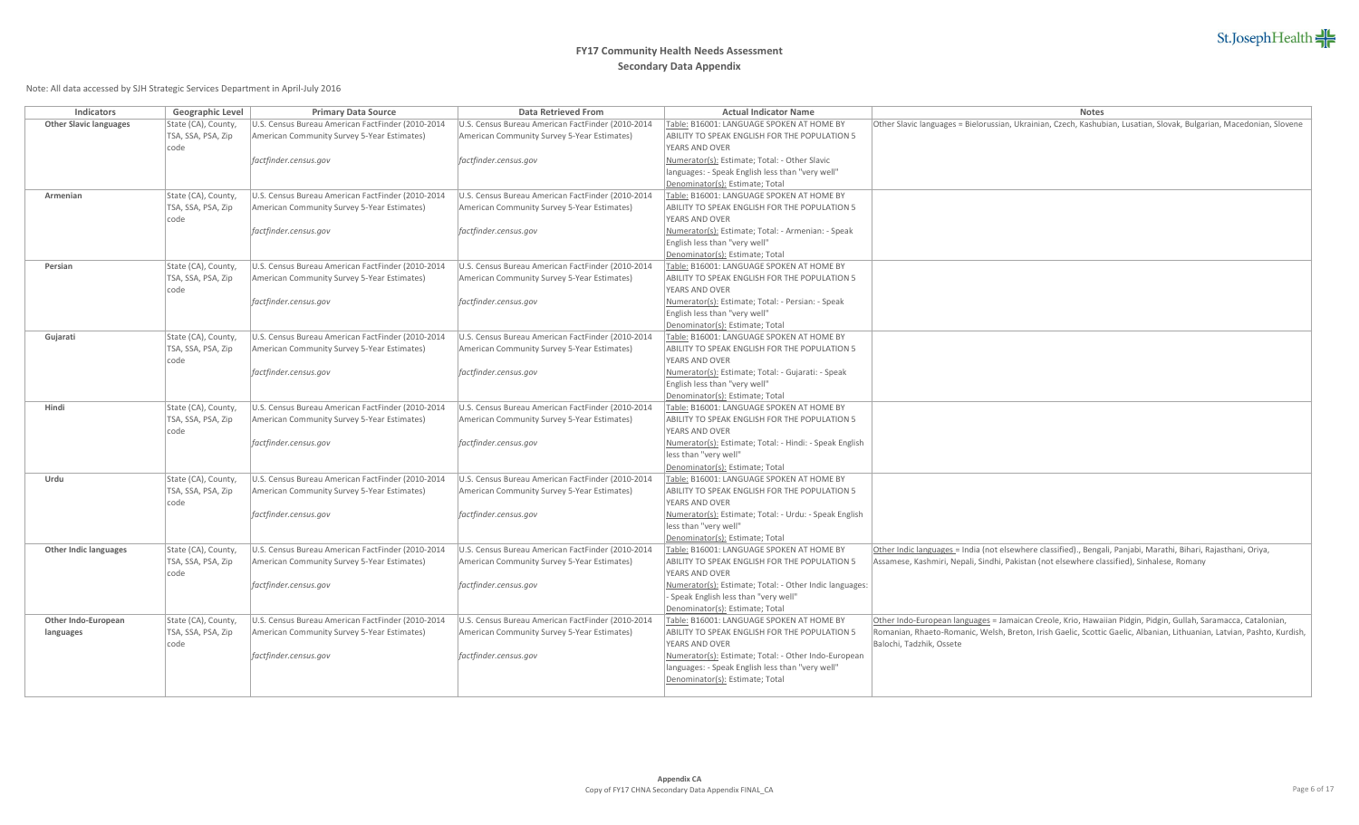# FY17 Community Health Needs Assessment
## Secondary Data Appendix

Note: All data accessed by SJH Strategic Services Department in April-July 2016

| Indicators | Geographic Level | Primary Data Source | Data Retrieved From | Actual Indicator Name | Notes |
|---|---|---|---|---|---|
| **Other Slavic languages** | State (CA), County, TSA, SSA, PSA, Zip code | U.S. Census Bureau American FactFinder (2010-2014 American Community Survey 5-Year Estimates)<br><br>*factfinder.census.gov* | U.S. Census Bureau American FactFinder (2010-2014 American Community Survey 5-Year Estimates)<br><br>*factfinder.census.gov* | Table: B16001: LANGUAGE SPOKEN AT HOME BY ABILITY TO SPEAK ENGLISH FOR THE POPULATION 5 YEARS AND OVER<br>Numerator(s): Estimate; Total: - Other Slavic languages: - Speak English less than "very well"<br>Denominator(s): Estimate; Total | Other Slavic languages = Bielorussian, Ukrainian, Czech, Kashubian, Lusatian, Slovak, Bulgarian, Macedonian, Slovene |
| **Armenian** | State (CA), County, TSA, SSA, PSA, Zip code | U.S. Census Bureau American FactFinder (2010-2014 American Community Survey 5-Year Estimates)<br><br>*factfinder.census.gov* | U.S. Census Bureau American FactFinder (2010-2014 American Community Survey 5-Year Estimates)<br><br>*factfinder.census.gov* | Table: B16001: LANGUAGE SPOKEN AT HOME BY ABILITY TO SPEAK ENGLISH FOR THE POPULATION 5 YEARS AND OVER<br>Numerator(s): Estimate; Total: - Armenian: - Speak English less than "very well"<br>Denominator(s): Estimate; Total | |
| **Persian** | State (CA), County, TSA, SSA, PSA, Zip code | U.S. Census Bureau American FactFinder (2010-2014 American Community Survey 5-Year Estimates)<br><br>*factfinder.census.gov* | U.S. Census Bureau American FactFinder (2010-2014 American Community Survey 5-Year Estimates)<br><br>*factfinder.census.gov* | Table: B16001: LANGUAGE SPOKEN AT HOME BY ABILITY TO SPEAK ENGLISH FOR THE POPULATION 5 YEARS AND OVER<br>Numerator(s): Estimate; Total: - Persian: - Speak English less than "very well"<br>Denominator(s): Estimate; Total | |
| **Gujarati** | State (CA), County, TSA, SSA, PSA, Zip code | U.S. Census Bureau American FactFinder (2010-2014 American Community Survey 5-Year Estimates)<br><br>*factfinder.census.gov* | U.S. Census Bureau American FactFinder (2010-2014 American Community Survey 5-Year Estimates)<br><br>*factfinder.census.gov* | Table: B16001: LANGUAGE SPOKEN AT HOME BY ABILITY TO SPEAK ENGLISH FOR THE POPULATION 5 YEARS AND OVER<br>Numerator(s): Estimate; Total: - Gujarati: - Speak English less than "very well"<br>Denominator(s): Estimate; Total | |
| **Hindi** | State (CA), County, TSA, SSA, PSA, Zip code | U.S. Census Bureau American FactFinder (2010-2014 American Community Survey 5-Year Estimates)<br><br>*factfinder.census.gov* | U.S. Census Bureau American FactFinder (2010-2014 American Community Survey 5-Year Estimates)<br><br>*factfinder.census.gov* | Table: B16001: LANGUAGE SPOKEN AT HOME BY ABILITY TO SPEAK ENGLISH FOR THE POPULATION 5 YEARS AND OVER<br>Numerator(s): Estimate; Total: - Hindi: - Speak English less than "very well"<br>Denominator(s): Estimate; Total | |
| **Urdu** | State (CA), County, TSA, SSA, PSA, Zip code | U.S. Census Bureau American FactFinder (2010-2014 American Community Survey 5-Year Estimates)<br><br>*factfinder.census.gov* | U.S. Census Bureau American FactFinder (2010-2014 American Community Survey 5-Year Estimates)<br><br>*factfinder.census.gov* | Table: B16001: LANGUAGE SPOKEN AT HOME BY ABILITY TO SPEAK ENGLISH FOR THE POPULATION 5 YEARS AND OVER<br>Numerator(s): Estimate; Total: - Urdu: - Speak English less than "very well"<br>Denominator(s): Estimate; Total | |
| **Other Indic languages** | State (CA), County, TSA, SSA, PSA, Zip code | U.S. Census Bureau American FactFinder (2010-2014 American Community Survey 5-Year Estimates)<br><br>*factfinder.census.gov* | U.S. Census Bureau American FactFinder (2010-2014 American Community Survey 5-Year Estimates)<br><br>*factfinder.census.gov* | Table: B16001: LANGUAGE SPOKEN AT HOME BY ABILITY TO SPEAK ENGLISH FOR THE POPULATION 5 YEARS AND OVER<br>Numerator(s): Estimate; Total: - Other Indic languages: - Speak English less than "very well"<br>Denominator(s): Estimate; Total | Other Indic languages = India (not elsewhere classified)., Bengali, Panjabi, Marathi, Bihari, Rajasthani, Oriya, Assamese, Kashmiri, Nepali, Sindhi, Pakistan (not elsewhere classified), Sinhalese, Romany |
| **Other Indo-European languages** | State (CA), County, TSA, SSA, PSA, Zip code | U.S. Census Bureau American FactFinder (2010-2014 American Community Survey 5-Year Estimates)<br><br>*factfinder.census.gov* | U.S. Census Bureau American FactFinder (2010-2014 American Community Survey 5-Year Estimates)<br><br>*factfinder.census.gov* | Table: B16001: LANGUAGE SPOKEN AT HOME BY ABILITY TO SPEAK ENGLISH FOR THE POPULATION 5 YEARS AND OVER<br>Numerator(s): Estimate; Total: - Other Indo-European languages: - Speak English less than "very well"<br>Denominator(s): Estimate; Total | Other Indo-European languages = Jamaican Creole, Krio, Hawaiian Pidgin, Pidgin, Gullah, Saramacca, Catalonian, Romanian, Rhaeto-Romanic, Welsh, Breton, Irish Gaelic, Scottic Gaelic, Albanian, Lithuanian, Latvian, Pashto, Kurdish, Balochi, Tadzhik, Ossete |

**Appendix CA**
Copy of FY17 CHNA Secondary Data Appendix FINAL_CA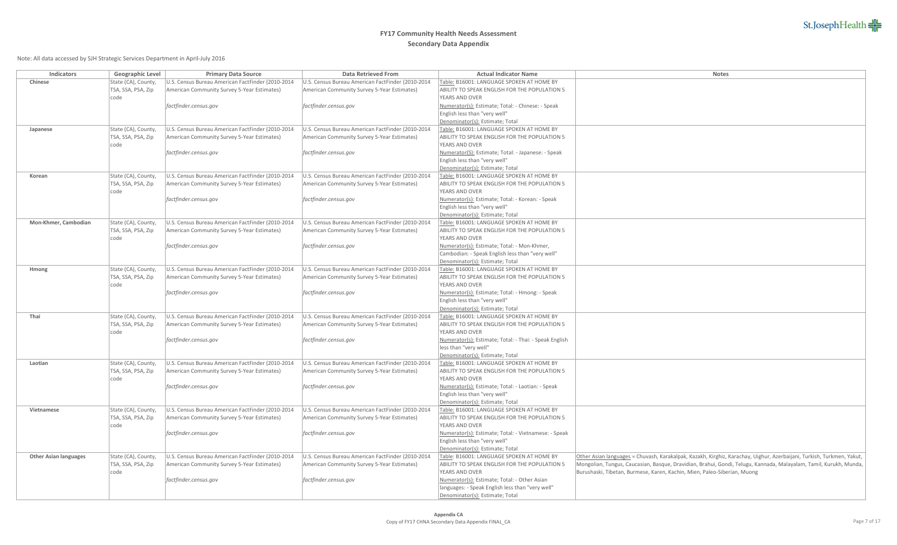# FY17 Community Health Needs Assessment

## Secondary Data Appendix

Note: All data accessed by SJH Strategic Services Department in April-July 2016

| Indicators | Geographic Level | Primary Data Source | Data Retrieved From | Actual Indicator Name | Notes |
|---|---|---|---|---|---|
| **Chinese** | State (CA), County, TSA, SSA, PSA, Zip code | U.S. Census Bureau American FactFinder (2010-2014 American Community Survey 5-Year Estimates)<br><br>*factfinder.census.gov* | U.S. Census Bureau American FactFinder (2010-2014 American Community Survey 5-Year Estimates)<br><br>*factfinder.census.gov* | Table: B16001: LANGUAGE SPOKEN AT HOME BY ABILITY TO SPEAK ENGLISH FOR THE POPULATION 5 YEARS AND OVER<br>Numerator(s): Estimate; Total: - Chinese: - Speak English less than "very well"<br>Denominator(s): Estimate; Total | |
| **Japanese** | State (CA), County, TSA, SSA, PSA, Zip code | U.S. Census Bureau American FactFinder (2010-2014 American Community Survey 5-Year Estimates)<br><br>*factfinder.census.gov* | U.S. Census Bureau American FactFinder (2010-2014 American Community Survey 5-Year Estimates)<br><br>*factfinder.census.gov* | Table: B16001: LANGUAGE SPOKEN AT HOME BY ABILITY TO SPEAK ENGLISH FOR THE POPULATION 5 YEARS AND OVER<br>Numerator(S): Estimate; Total: - Japanese: - Speak English less than "very well"<br>Denominator(s): Estimate; Total | |
| **Korean** | State (CA), County, TSA, SSA, PSA, Zip code | U.S. Census Bureau American FactFinder (2010-2014 American Community Survey 5-Year Estimates)<br><br>*factfinder.census.gov* | U.S. Census Bureau American FactFinder (2010-2014 American Community Survey 5-Year Estimates)<br><br>*factfinder.census.gov* | Table: B16001: LANGUAGE SPOKEN AT HOME BY ABILITY TO SPEAK ENGLISH FOR THE POPULATION 5 YEARS AND OVER<br>Numerator(s): Estimate; Total: - Korean: - Speak English less than "very well"<br>Denominator(s): Estimate; Total | |
| **Mon-Khmer, Cambodian** | State (CA), County, TSA, SSA, PSA, Zip code | U.S. Census Bureau American FactFinder (2010-2014 American Community Survey 5-Year Estimates)<br><br>*factfinder.census.gov* | U.S. Census Bureau American FactFinder (2010-2014 American Community Survey 5-Year Estimates)<br><br>*factfinder.census.gov* | Table: B16001: LANGUAGE SPOKEN AT HOME BY ABILITY TO SPEAK ENGLISH FOR THE POPULATION 5 YEARS AND OVER<br>Numerator(s): Estimate; Total: - Mon-Khmer, Cambodian: - Speak English less than "very well"<br>Denominator(s): Estimate; Total | |
| **Hmong** | State (CA), County, TSA, SSA, PSA, Zip code | U.S. Census Bureau American FactFinder (2010-2014 American Community Survey 5-Year Estimates)<br><br>*factfinder.census.gov* | U.S. Census Bureau American FactFinder (2010-2014 American Community Survey 5-Year Estimates)<br><br>*factfinder.census.gov* | Table: B16001: LANGUAGE SPOKEN AT HOME BY ABILITY TO SPEAK ENGLISH FOR THE POPULATION 5 YEARS AND OVER<br>Numerator(s): Estimate; Total: - Hmong: - Speak English less than "very well"<br>Denominator(s): Estimate; Total | |
| **Thai** | State (CA), County, TSA, SSA, PSA, Zip code | U.S. Census Bureau American FactFinder (2010-2014 American Community Survey 5-Year Estimates)<br><br>*factfinder.census.gov* | U.S. Census Bureau American FactFinder (2010-2014 American Community Survey 5-Year Estimates)<br><br>*factfinder.census.gov* | Table: B16001: LANGUAGE SPOKEN AT HOME BY ABILITY TO SPEAK ENGLISH FOR THE POPULATION 5 YEARS AND OVER<br>Numerator(s): Estimate; Total: - Thai: - Speak English less than "very well"<br>Denominator(s): Estimate; Total | |
| **Laotian** | State (CA), County, TSA, SSA, PSA, Zip code | U.S. Census Bureau American FactFinder (2010-2014 American Community Survey 5-Year Estimates)<br><br>*factfinder.census.gov* | U.S. Census Bureau American FactFinder (2010-2014 American Community Survey 5-Year Estimates)<br><br>*factfinder.census.gov* | Table: B16001: LANGUAGE SPOKEN AT HOME BY ABILITY TO SPEAK ENGLISH FOR THE POPULATION 5 YEARS AND OVER<br>Numerator(s): Estimate; Total: - Laotian: - Speak English less than "very well"<br>Denominator(s): Estimate; Total | |
| **Vietnamese** | State (CA), County, TSA, SSA, PSA, Zip code | U.S. Census Bureau American FactFinder (2010-2014 American Community Survey 5-Year Estimates)<br><br>*factfinder.census.gov* | U.S. Census Bureau American FactFinder (2010-2014 American Community Survey 5-Year Estimates)<br><br>*factfinder.census.gov* | Table: B16001: LANGUAGE SPOKEN AT HOME BY ABILITY TO SPEAK ENGLISH FOR THE POPULATION 5 YEARS AND OVER<br>Numerator(s): Estimate; Total: - Vietnamese: - Speak English less than "very well"<br>Denominator(s): Estimate; Total | |
| **Other Asian languages** | State (CA), County, TSA, SSA, PSA, Zip code | U.S. Census Bureau American FactFinder (2010-2014 American Community Survey 5-Year Estimates)<br><br>*factfinder.census.gov* | U.S. Census Bureau American FactFinder (2010-2014 American Community Survey 5-Year Estimates)<br><br>*factfinder.census.gov* | Table: B16001: LANGUAGE SPOKEN AT HOME BY ABILITY TO SPEAK ENGLISH FOR THE POPULATION 5 YEARS AND OVER<br>Numerator(s): Estimate; Total: - Other Asian languages: - Speak English less than "very well"<br>Denominator(s): Estimate; Total | Other Asian languages = Chuvash, Karakalpak, Kazakh, Kirghiz, Karachay, Uighur, Azerbaijani, Turkish, Turkmen, Yakut, Mongolian, Tungus, Caucasian, Basque, Dravidian, Brahui, Gondi, Telugu, Kannada, Malayalam, Tamil, Kurukh, Munda, Burushaski, Tibetan, Burmese, Karen, Kachin, Mien, Paleo-Siberian, Muong |

**Appendix CA**
Copy of FY17 CHNA Secondary Data Appendix FINAL_CA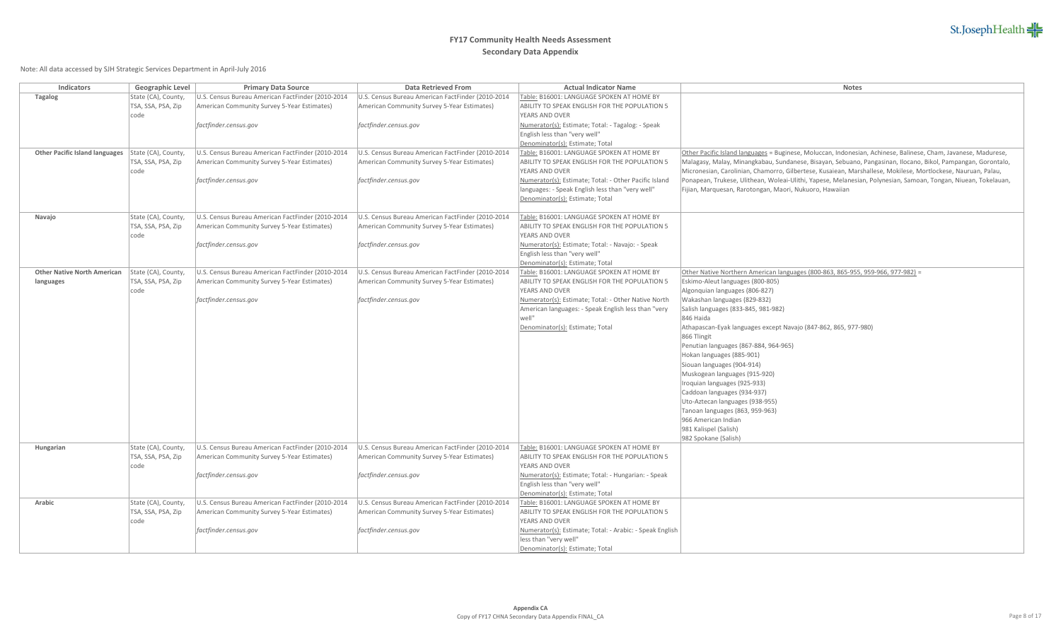# FY17 Community Health Needs Assessment

## Secondary Data Appendix

Note: All data accessed by SJH Strategic Services Department in April-July 2016

| Indicators | Geographic Level | Primary Data Source | Data Retrieved From | Actual Indicator Name | Notes |
|---|---|---|---|---|---|
| **Tagalog** | State (CA), County, TSA, SSA, PSA, Zip code | U.S. Census Bureau American FactFinder (2010-2014 American Community Survey 5-Year Estimates) *factfinder.census.gov* | U.S. Census Bureau American FactFinder (2010-2014 American Community Survey 5-Year Estimates) *factfinder.census.gov* | Table: B16001: LANGUAGE SPOKEN AT HOME BY ABILITY TO SPEAK ENGLISH FOR THE POPULATION 5 YEARS AND OVER Numerator(s): Estimate; Total: - Tagalog: - Speak English less than "very well" Denominator(s): Estimate; Total | |
| **Other Pacific Island languages** | State (CA), County, TSA, SSA, PSA, Zip code | U.S. Census Bureau American FactFinder (2010-2014 American Community Survey 5-Year Estimates) *factfinder.census.gov* | U.S. Census Bureau American FactFinder (2010-2014 American Community Survey 5-Year Estimates) *factfinder.census.gov* | Table: B16001: LANGUAGE SPOKEN AT HOME BY ABILITY TO SPEAK ENGLISH FOR THE POPULATION 5 YEARS AND OVER Numerator(s): Estimate; Total: - Other Pacific Island languages: - Speak English less than "very well" Denominator(s): Estimate; Total | Other Pacific Island languages = Buginese, Moluccan, Indonesian, Achinese, Balinese, Cham, Javanese, Madurese, Malagasy, Malay, Minangkabau, Sundanese, Bisayan, Sebuano, Pangasinan, Ilocano, Bikol, Pampangan, Gorontalo, Micronesian, Carolinian, Chamorro, Gilbertese, Kusaiean, Marshallese, Mokilese, Mortlockese, Nauruan, Palau, Ponapean, Trukese, Ulithean, Woleai-Ulithi, Yapese, Melanesian, Polynesian, Samoan, Tongan, Niuean, Tokelauan, Fijian, Marquesan, Rarotongan, Maori, Nukuoro, Hawaiian |
| **Navajo** | State (CA), County, TSA, SSA, PSA, Zip code | U.S. Census Bureau American FactFinder (2010-2014 American Community Survey 5-Year Estimates) *factfinder.census.gov* | U.S. Census Bureau American FactFinder (2010-2014 American Community Survey 5-Year Estimates) *factfinder.census.gov* | Table: B16001: LANGUAGE SPOKEN AT HOME BY ABILITY TO SPEAK ENGLISH FOR THE POPULATION 5 YEARS AND OVER Numerator(s): Estimate; Total: - Navajo: - Speak English less than "very well" Denominator(s): Estimate; Total | |
| **Other Native North American languages** | State (CA), County, TSA, SSA, PSA, Zip code | U.S. Census Bureau American FactFinder (2010-2014 American Community Survey 5-Year Estimates) *factfinder.census.gov* | U.S. Census Bureau American FactFinder (2010-2014 American Community Survey 5-Year Estimates) *factfinder.census.gov* | Table: B16001: LANGUAGE SPOKEN AT HOME BY ABILITY TO SPEAK ENGLISH FOR THE POPULATION 5 YEARS AND OVER Numerator(s): Estimate; Total: - Other Native North American languages: - Speak English less than "very well" Denominator(s): Estimate; Total | Other Native Northern American languages (800-863, 865-955, 959-966, 977-982) = Eskimo-Aleut languages (800-805) Algonquian languages (806-827) Wakashan languages (829-832) Salish languages (833-845, 981-982) 846 Haida Athapascan-Eyak languages except Navajo (847-862, 865, 977-980) 866 Tlingit Penutian languages (867-884, 964-965) Hokan languages (885-901) Siouan languages (904-914) Muskogean languages (915-920) Iroquian languages (925-933) Caddoan languages (934-937) Uto-Aztecan languages (938-955) Tanoan languages (863, 959-963) 966 American Indian 981 Kalispel (Salish) 982 Spokane (Salish) |
| **Hungarian** | State (CA), County, TSA, SSA, PSA, Zip code | U.S. Census Bureau American FactFinder (2010-2014 American Community Survey 5-Year Estimates) *factfinder.census.gov* | U.S. Census Bureau American FactFinder (2010-2014 American Community Survey 5-Year Estimates) *factfinder.census.gov* | Table: B16001: LANGUAGE SPOKEN AT HOME BY ABILITY TO SPEAK ENGLISH FOR THE POPULATION 5 YEARS AND OVER Numerator(s): Estimate; Total: - Hungarian: - Speak English less than "very well" Denominator(s): Estimate; Total | |
| **Arabic** | State (CA), County, TSA, SSA, PSA, Zip code | U.S. Census Bureau American FactFinder (2010-2014 American Community Survey 5-Year Estimates) *factfinder.census.gov* | U.S. Census Bureau American FactFinder (2010-2014 American Community Survey 5-Year Estimates) *factfinder.census.gov* | Table: B16001: LANGUAGE SPOKEN AT HOME BY ABILITY TO SPEAK ENGLISH FOR THE POPULATION 5 YEARS AND OVER Numerator(s): Estimate; Total: - Arabic: - Speak English less than "very well" Denominator(s): Estimate; Total | |

**Appendix CA**
Copy of FY17 CHNA Secondary Data Appendix FINAL_CA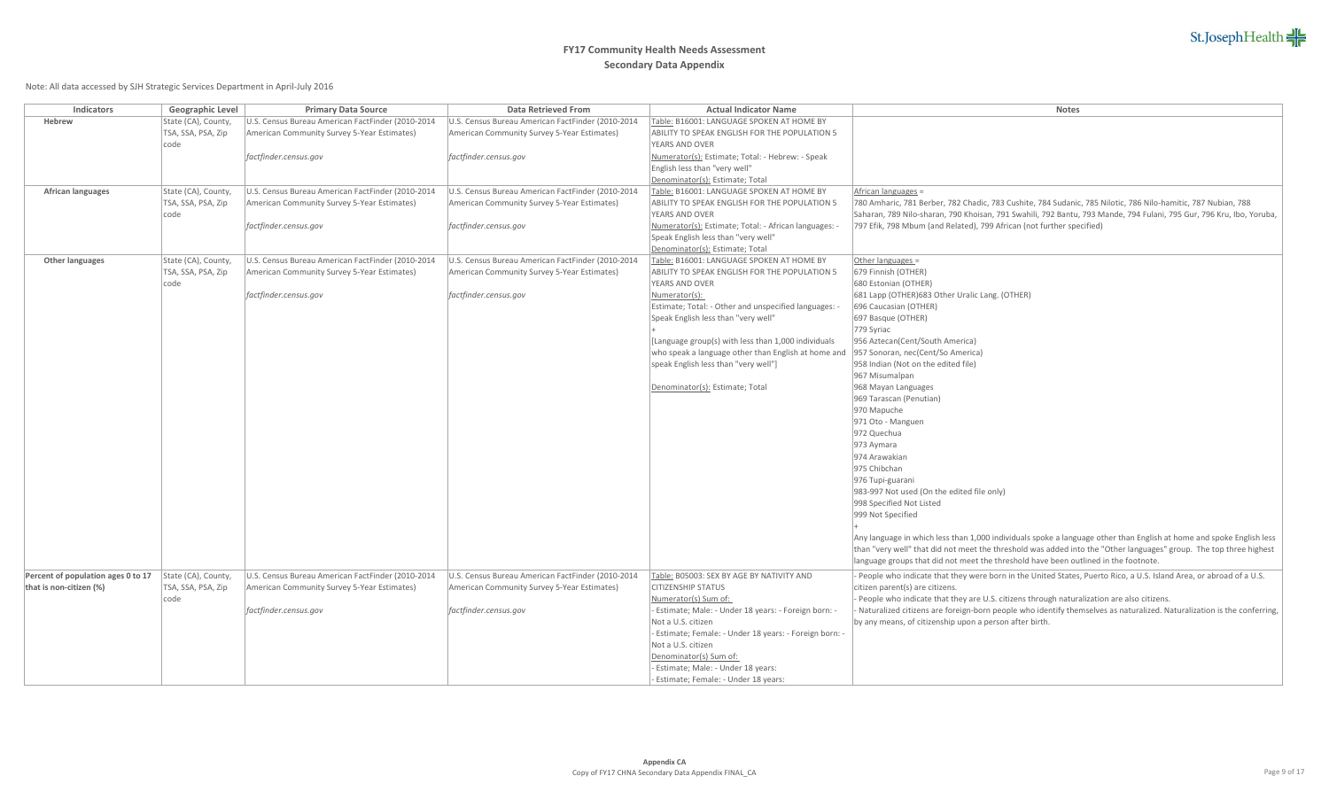# FY17 Community Health Needs Assessment
## Secondary Data Appendix

Note: All data accessed by SJH Strategic Services Department in April-July 2016

| Indicators | Geographic Level | Primary Data Source | Data Retrieved From | Actual Indicator Name | Notes |
|---|---|---|---|---|---|
| **Hebrew** | State (CA), County, TSA, SSA, PSA, Zip code | U.S. Census Bureau American FactFinder (2010-2014 American Community Survey 5-Year Estimates)<br><br>*factfinder.census.gov* | U.S. Census Bureau American FactFinder (2010-2014 American Community Survey 5-Year Estimates)<br><br>*factfinder.census.gov* | Table: B16001: LANGUAGE SPOKEN AT HOME BY ABILITY TO SPEAK ENGLISH FOR THE POPULATION 5 YEARS AND OVER<br>Numerator(s): Estimate; Total: - Hebrew: - Speak English less than "very well"<br>Denominator(s): Estimate; Total | |
| **African languages** | State (CA), County, TSA, SSA, PSA, Zip code | U.S. Census Bureau American FactFinder (2010-2014 American Community Survey 5-Year Estimates)<br><br>*factfinder.census.gov* | U.S. Census Bureau American FactFinder (2010-2014 American Community Survey 5-Year Estimates)<br><br>*factfinder.census.gov* | Table: B16001: LANGUAGE SPOKEN AT HOME BY ABILITY TO SPEAK ENGLISH FOR THE POPULATION 5 YEARS AND OVER<br>Numerator(s): Estimate; Total: - African languages: - Speak English less than "very well"<br>Denominator(s): Estimate; Total | African languages =<br>780 Amharic, 781 Berber, 782 Chadic, 783 Cushite, 784 Sudanic, 785 Nilotic, 786 Nilo-hamitic, 787 Nubian, 788 Saharan, 789 Nilo-sharan, 790 Khoisan, 791 Swahili, 792 Bantu, 793 Mande, 794 Fulani, 795 Gur, 796 Kru, Ibo, Yoruba, 797 Efik, 798 Mbum (and Related), 799 African (not further specified) |
| **Other languages** | State (CA), County, TSA, SSA, PSA, Zip code | U.S. Census Bureau American FactFinder (2010-2014 American Community Survey 5-Year Estimates)<br><br>*factfinder.census.gov* | U.S. Census Bureau American FactFinder (2010-2014 American Community Survey 5-Year Estimates)<br><br>*factfinder.census.gov* | Table: B16001: LANGUAGE SPOKEN AT HOME BY ABILITY TO SPEAK ENGLISH FOR THE POPULATION 5 YEARS AND OVER<br>Numerator(s):<br>Estimate; Total: - Other and unspecified languages: - Speak English less than "very well"<br>+<br>[Language group(s) with less than 1,000 individuals who speak a language other than English at home and speak English less than "very well"]<br><br>Denominator(s): Estimate; Total | Other languages =<br>679 Finnish (OTHER)<br>680 Estonian (OTHER)<br>681 Lapp (OTHER)683 Other Uralic Lang. (OTHER)<br>696 Caucasian (OTHER)<br>697 Basque (OTHER)<br>779 Syriac<br>956 Aztecan(Cent/South America)<br>957 Sonoran, nec(Cent/So America)<br>958 Indian (Not on the edited file)<br>967 Misumalpan<br>968 Mayan Languages<br>969 Tarascan (Penutian)<br>970 Mapuche<br>971 Oto - Manguen<br>972 Quechua<br>973 Aymara<br>974 Arawakian<br>975 Chibchan<br>976 Tupi-guarani<br>983-997 Not used (On the edited file only)<br>998 Specified Not Listed<br>999 Not Specified<br>+<br>Any language in which less than 1,000 individuals spoke a language other than English at home and spoke English less than "very well" that did not meet the threshold was added into the "Other languages" group. The top three highest language groups that did not meet the threshold have been outlined in the footnote. |
| **Percent of population ages 0 to 17 that is non-citizen (%)** | State (CA), County, TSA, SSA, PSA, Zip code | U.S. Census Bureau American FactFinder (2010-2014 American Community Survey 5-Year Estimates)<br><br>*factfinder.census.gov* | U.S. Census Bureau American FactFinder (2010-2014 American Community Survey 5-Year Estimates)<br><br>*factfinder.census.gov* | Table: B05003: SEX BY AGE BY NATIVITY AND CITIZENSHIP STATUS<br>Numerator(s) Sum of:<br>- Estimate; Male: - Under 18 years: - Foreign born: - Not a U.S. citizen<br>- Estimate; Female: - Under 18 years: - Foreign born: - Not a U.S. citizen<br>Denominator(s) Sum of:<br>- Estimate; Male: - Under 18 years:<br>- Estimate; Female: - Under 18 years: | - People who indicate that they were born in the United States, Puerto Rico, a U.S. Island Area, or abroad of a U.S. citizen parent(s) are citizens.<br>- People who indicate that they are U.S. citizens through naturalization are also citizens.<br>- Naturalized citizens are foreign-born people who identify themselves as naturalized. Naturalization is the conferring, by any means, of citizenship upon a person after birth. |

Appendix CA
Copy of FY17 CHNA Secondary Data Appendix FINAL_CA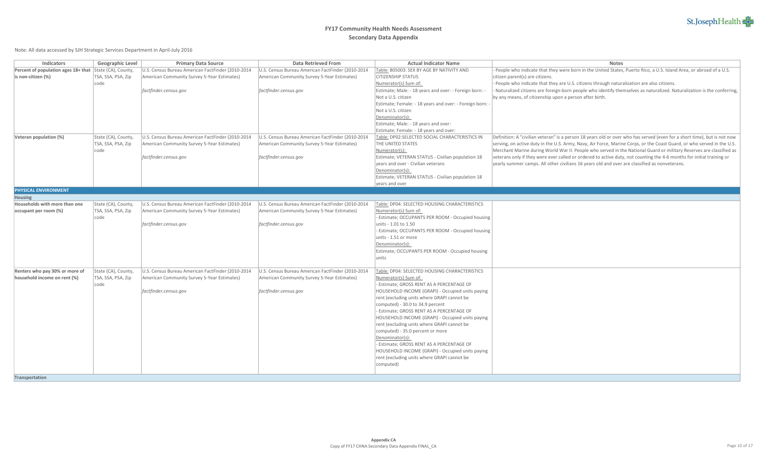# FY17 Community Health Needs Assessment
## Secondary Data Appendix

Note: All data accessed by SJH Strategic Services Department in April-July 2016

| Indicators | Geographic Level | Primary Data Source | Data Retrieved From | Actual Indicator Name | Notes |
|---|---|---|---|---|---|
| **Percent of population ages 18+ that is non-citizen (%)** | State (CA), County, TSA, SSA, PSA, Zip code | U.S. Census Bureau American FactFinder (2010-2014 American Community Survey 5-Year Estimates) *factfinder.census.gov* | U.S. Census Bureau American FactFinder (2010-2014 American Community Survey 5-Year Estimates) *factfinder.census.gov* | Table: B05003: SEX BY AGE BY NATIVITY AND CITIZENSHIP STATUS Numerator(s) Sum of: Estimate; Male: - 18 years and over: - Foreign born: - Not a U.S. citizen Estimate; Female: - 18 years and over: - Foreign born: - Not a U.S. citizen Denominator(s): Estimate; Male: - 18 years and over: Estimate; Female: - 18 years and over: | - People who indicate that they were born in the United States, Puerto Rico, a U.S. Island Area, or abroad of a U.S. citizen parent(s) are citizens. - People who indicate that they are U.S. citizens through naturalization are also citizens. - Naturalized citizens are foreign-born people who identify themselves as naturalized. Naturalization is the conferring, by any means, of citizenship upon a person after birth. |
| **Veteran population (%)** | State (CA), County, TSA, SSA, PSA, Zip code | U.S. Census Bureau American FactFinder (2010-2014 American Community Survey 5-Year Estimates) *factfinder.census.gov* | U.S. Census Bureau American FactFinder (2010-2014 American Community Survey 5-Year Estimates) *factfinder.census.gov* | Table: DP02:SELECTED SOCIAL CHARACTERISTICS IN THE UNITED STATES Numerator(s): Estimate; VETERAN STATUS - Civilian population 18 years and over - Civilian veterans Denominator(s): Estimate; VETERAN STATUS - Civilian population 18 years and over | Definition: A "civilian veteran" is a person 18 years old or over who has served (even for a short time), but is not now serving, on active duty in the U.S. Army, Navy, Air Force, Marine Corps, or the Coast Guard, or who served in the U.S. Merchant Marine during World War II. People who served in the National Guard or military Reserves are classified as veterans only if they were ever called or ordered to active duty, not counting the 4-6 months for initial training or yearly summer camps. All other civilians 16 years old and over are classified as nonveterans. |
| **PHYSICAL ENVIRONMENT** | | | | | |
| **Housing** | | | | | |
| **Households with more than one occupant per room (%)** | State (CA), County, TSA, SSA, PSA, Zip code | U.S. Census Bureau American FactFinder (2010-2014 American Community Survey 5-Year Estimates) *factfinder.census.gov* | U.S. Census Bureau American FactFinder (2010-2014 American Community Survey 5-Year Estimates) *factfinder.census.gov* | Table: DP04: SELECTED HOUSING CHARACTERISTICS Numerator(s) Sum of: - Estimate; OCCUPANTS PER ROOM - Occupied housing units - 1.01 to 1.50 - Estimate; OCCUPANTS PER ROOM - Occupied housing units - 1.51 or more Denominator(s): Estimate; OCCUPANTS PER ROOM - Occupied housing units | |
| **Renters who pay 30% or more of household income on rent (%)** | State (CA), County, TSA, SSA, PSA, Zip code | U.S. Census Bureau American FactFinder (2010-2014 American Community Survey 5-Year Estimates) *factfinder.census.gov* | U.S. Census Bureau American FactFinder (2010-2014 American Community Survey 5-Year Estimates) *factfinder.census.gov* | Table: DP04: SELECTED HOUSING CHARACTERISTICS Numerator(s) Sum of: - Estimate; GROSS RENT AS A PERCENTAGE OF HOUSEHOLD INCOME (GRAPI) - Occupied units paying rent (excluding units where GRAPI cannot be computed) - 30.0 to 34.9 percent - Estimate; GROSS RENT AS A PERCENTAGE OF HOUSEHOLD INCOME (GRAPI) - Occupied units paying rent (excluding units where GRAPI cannot be computed) - 35.0 percent or more Denominator(s): - Estimate; GROSS RENT AS A PERCENTAGE OF HOUSEHOLD INCOME (GRAPI) - Occupied units paying rent (excluding units where GRAPI cannot be computed) | |
| **Transportation** | | | | | |

Appendix CA
Copy of FY17 CHNA Secondary Data Appendix FINAL_CA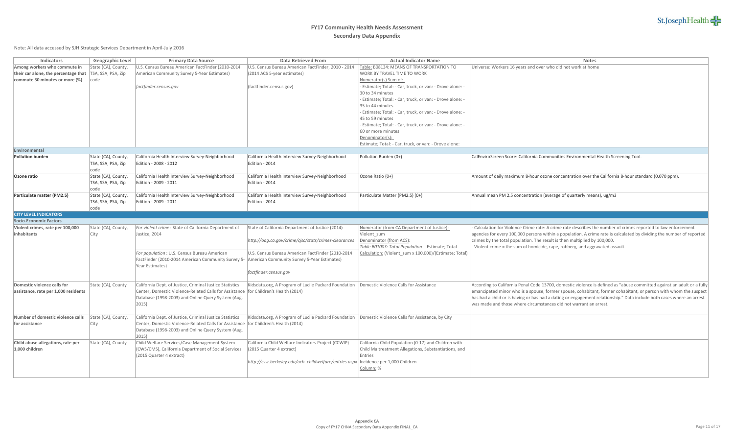# FY17 Community Health Needs Assessment

## Secondary Data Appendix

Note: All data accessed by SJH Strategic Services Department in April-July 2016

| Indicators | Geographic Level | Primary Data Source | Data Retrieved From | Actual Indicator Name | Notes |
|---|---|---|---|---|---|
| **Among workers who commute in their car alone, the percentage that commute 30 minutes or more (%)** | State (CA), County, TSA, SSA, PSA, Zip code | U.S. Census Bureau American FactFinder (2010-2014 American Community Survey 5-Year Estimates)<br><br>*factfinder.census.gov* | U.S. Census Bureau American FactFinder, 2010 - 2014 (2014 ACS 5-year estimates)<br><br>(factfinder.census.gov) | Table: B08134: MEANS OF TRANSPORTATION TO WORK BY TRAVEL TIME TO WORK<br>Numerator(s) Sum of:<br>- Estimate; Total: - Car, truck, or van: - Drove alone: - 30 to 34 minutes<br>- Estimate; Total: - Car, truck, or van: - Drove alone: - 35 to 44 minutes<br>- Estimate; Total: - Car, truck, or van: - Drove alone: - 45 to 59 minutes<br>- Estimate; Total: - Car, truck, or van: - Drove alone: - 60 or more minutes<br>Denominator(s):<br>Estimate; Total: - Car, truck, or van: - Drove alone: | Universe: Workers 16 years and over who did not work at home |
| **Environmental** | | | | | |
| **Pollution burden** | State (CA), County, TSA, SSA, PSA, Zip code | California Health Interview Survey-Neighborhood Edition - 2008 - 2012 | California Health Interview Survey-Neighborhood Edition - 2014 | Pollution Burden (0+) | CalEnviroScreen Score: California Communities Environmental Health Screening Tool. |
| **Ozone ratio** | State (CA), County, TSA, SSA, PSA, Zip code | California Health Interview Survey-Neighborhood Edition - 2009 - 2011 | California Health Interview Survey-Neighborhood Edition - 2014 | Ozone Ratio (0+) | Amount of daily maximum 8-hour ozone concentration over the California 8-hour standard (0.070 ppm). |
| **Particulate matter (PM2.5)** | State (CA), County, TSA, SSA, PSA, Zip code | California Health Interview Survey-Neighborhood Edition - 2009 - 2011 | California Health Interview Survey-Neighborhood Edition - 2014 | Particulate Matter (PM2.5) (0+) | Annual mean PM 2.5 concentration (average of quarterly means), ug/m3 |
| **CITY LEVEL INDICATORS** | | | | | |
| **Socio-Economic Factors** | | | | | |
| **Violent crimes, rate per 100,000 inhabitants** | State (CA), County, City | *For violent crime* : State of California Department of Justice, 2014<br><br>*For population* : U.S. Census Bureau American FactFinder (2010-2014 American Community Survey 5-Year Estimates) | State of California Department of Justice (2014)<br><br>*http://oag.ca.gov/crime/cjsc/stats/crimes-clearances*<br><br>U.S. Census Bureau American FactFinder (2010-2014 American Community Survey 5-Year Estimates)<br><br>*factfinder.census.gov* | Numerator (from CA Department of Justice):<br>Violent_sum<br>Denominator (from ACS):<br>*Table B01003: Total Population - Estimate; Total*<br>Calculation: (Violent_sum x 100,000)/(Estimate; Total) | - Calculation for Violence Crime rate: A crime rate describes the number of crimes reported to law enforcement agencies for every 100,000 persons within a population. A crime rate is calculated by dividing the number of reported crimes by the total population. The result is then multiplied by 100,000.<br>- Violent crime = the sum of homicide, rape, robbery, and aggravated assault. |
| **Domestic violence calls for assistance, rate per 1,000 residents** | State (CA), County | California Dept. of Justice, Criminal Justice Statistics Center, Domestic Violence-Related Calls for Assistance Database (1998-2003) and Online Query System (Aug. 2015) | Kidsdata.org, A Program of Lucile Packard Foundation for Children's Health (2014) | Domestic Violence Calls for Assistance | According to California Penal Code 13700, domestic violence is defined as "abuse committed against an adult or a fully emancipated minor who is a spouse, former spouse, cohabitant, former cohabitant, or person with whom the suspect has had a child or is having or has had a dating or engagement relationship." Data include both cases where an arrest was made and those where circumstances did not warrant an arrest. |
| **Number of domestic violence calls for assistance** | State (CA), County, City | California Dept. of Justice, Criminal Justice Statistics Center, Domestic Violence-Related Calls for Assistance Database (1998-2003) and Online Query System (Aug. 2015) | Kidsdata.org, A Program of Lucile Packard Foundation for Children's Health (2014) | Domestic Violence Calls for Assistance, by City | |
| **Child abuse allegations, rate per 1,000 children** | State (CA), County | Child Welfare Services/Case Management System (CWS/CMS), California Department of Social Services (2015 Quarter 4 extract) | California Child Welfare Indicators Project (CCWIP) (2015 Quarter 4 extract)<br><br>*http://cssr.berkeley.edu/ucb_childwelfare/entries.aspx* | California Child Population (0-17) and Children with Child Maltreatment Allegations, Substantiations, and Entries<br>Incidence per 1,000 Children<br>Column: % | |

Appendix CA
Copy of FY17 CHNA Secondary Data Appendix FINAL_CA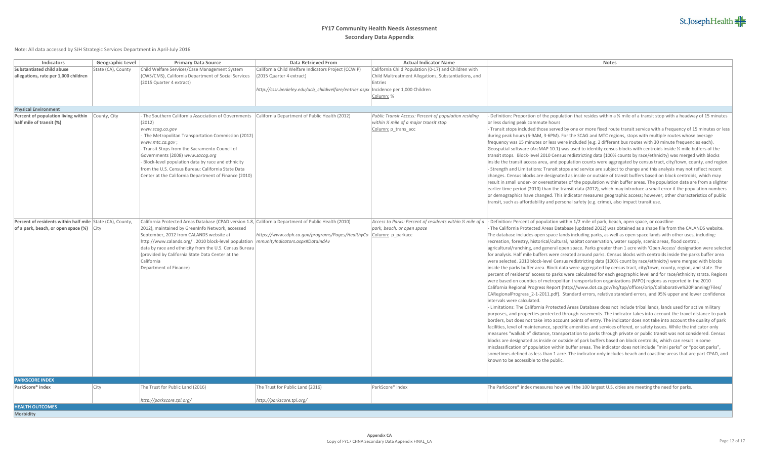# FY17 Community Health Needs Assessment

## Secondary Data Appendix

Note: All data accessed by SJH Strategic Services Department in April-July 2016

| Indicators | Geographic Level | Primary Data Source | Data Retrieved From | Actual Indicator Name | Notes |
|---|---|---|---|---|---|
| **Substantiated child abuse allegations, rate per 1,000 children** | State (CA), County | Child Welfare Services/Case Management System (CWS/CMS), California Department of Social Services (2015 Quarter 4 extract) | California Child Welfare Indicators Project (CCWIP) (2015 Quarter 4 extract)<br>*http://cssr.berkeley.edu/ucb_childwelfare/entries.aspx* | California Child Population (0-17) and Children with Child Maltreatment Allegations, Substantiations, and Entries<br>Incidence per 1,000 Children<br>Column: % | |
| **Physical Environment** | | | | | |
| **Percent of population living within half mile of transit (%)** | County, City | - The Southern California Association of Governments (2012)<br>*www.scag.ca.gov*<br>- The Metropolitan Transportation Commission (2012)<br>*www.mtc.ca.gov* ;<br>- Transit Stops from the Sacramento Council of Governments (2008) *www.sacog.org*<br>- Block-level population data by race and ethnicity from the U.S. Census Bureau: California State Data Center at the California Department of Finance (2010) | California Department of Public Health (2012) | *Public Transit Access: Percent of population residing within ½ mile of a major transit stop*<br>Column: p_trans_acc | - Definition: Proportion of the population that resides within a ½ mile of a transit stop with a headway of 15 minutes or less during peak commute hours<br>- Transit stops included those served by one or more fixed route transit service with a frequency of 15 minutes or less during peak hours (6-9AM, 3-6PM). For the SCAG and MTC regions, stops with multiple routes whose average frequency was 15 minutes or less were included (e.g. 2 different bus routes with 30 minute frequencies each). Geospatial software (ArcMAP 10.1) was used to identify census blocks with centroids inside ½ mile buffers of the transit stops. Block-level 2010 Census redistricting data (100% counts by race/ethnicity) was merged with blocks inside the transit access area, and population counts were aggregated by census tract, city/town, county, and region.<br>- Strength and Limitations: Transit stops and service are subject to change and this analysis may not reflect recent changes. Census blocks are designated as inside or outside of transit buffers based on block centroids, which may result in small under- or overestimates of the population within buffer areas. The population data are from a slighter earlier time period (2010) than the transit data (2012), which may introduce a small error if the population numbers or demographics have changed. This indicator measures geographic access; however, other characteristics of public transit, such as affordability and personal safety (e.g. crime), also impact transit use. |
| **Percent of residents within half mile of a park, beach, or open space (%)** | State (CA), County, City | California Protected Areas Database (CPAD version 1.8, 2012), maintained by GreenInfo Network, accessed September, 2012 from CALANDS website at http://www.calands.org/ . 2010 block-level population data by race and ethnicity from the U.S. Census Bureau (provided by California State Data Center at the California Department of Finance) | California Department of Public Health (2010)<br>*https://www.cdph.ca.gov/programs/Pages/HealthyCommunityIndicators.aspx#DataIndAv* | *Access to Parks: Percent of residents within ½ mile of a park, beach, or open space*<br>Column: p_parkacc | - Definition: Percent of population within 1/2 mile of park, beach, open space, or coastline<br>- The California Protected Areas Database (updated 2012) was obtained as a shape file from the CALANDS website. The database includes open space lands including parks, as well as open space lands with other uses, including: recreation, forestry, historical/cultural, habitat conservation, water supply, scenic areas, flood control, agricultural/ranching, and general open space. Parks greater than 1 acre with 'Open Access' designation were selected for analysis. Half mile buffers were created around parks. Census blocks with centroids inside the parks buffer area were selected. 2010 block-level Census redistricting data (100% count by race/ethnicity) were merged with blocks inside the parks buffer area. Block data were aggregated by census tract, city/town, county, region, and state. The percent of residents' access to parks were calculated for each geographic level and for race/ethnicity strata. Regions were based on counties of metropolitan transportation organizations (MPO) regions as reported in the 2010 California Regional Progress Report (http://www.dot.ca.gov/hq/tpp/offices/orip/Collaborative%20Planning/Files/CARegionalProgress_2-1-2011.pdf). Standard errors, relative standard errors, and 95% upper and lower confidence intervals were calculated.<br>- Limitations: The California Protected Areas Database does not include tribal lands, lands used for active military purposes, and properties protected through easements. The indicator takes into account the travel distance to park borders, but does not take into account points of entry. The indicator does not take into account the quality of park facilities, level of maintenance, specific amenities and services offered, or safety issues. While the indicator only measures "walkable" distance, transportation to parks through private or public transit was not considered. Census blocks are designated as inside or outside of park buffers based on block centroids, which can result in some misclassification of population within buffer areas. The indicator does not include "mini parks" or "pocket parks", sometimes defined as less than 1 acre. The indicator only includes beach and coastline areas that are part CPAD, and known to be accessible to the public. |
| **PARKSCORE INDEX** | | | | | |
| **ParkScore® index** | City | The Trust for Public Land (2016)<br>*http://parkscore.tpl.org/* | The Trust for Public Land (2016)<br>*http://parkscore.tpl.org/* | ParkScore® index | The ParkScore® index measures how well the 100 largest U.S. cities are meeting the need for parks. |
| **HEALTH OUTCOMES** | | | | | |
| **Morbidity** | | | | | |

Appendix CA
Copy of FY17 CHNA Secondary Data Appendix FINAL_CA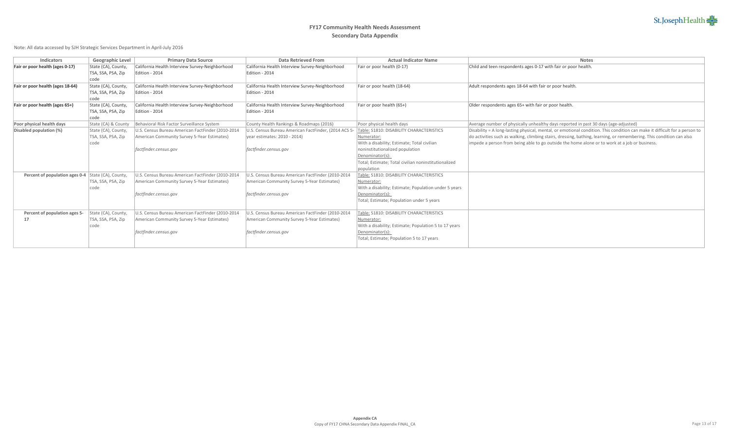# FY17 Community Health Needs Assessment

## Secondary Data Appendix

Note: All data accessed by SJH Strategic Services Department in April-July 2016

| Indicators | Geographic Level | Primary Data Source | Data Retrieved From | Actual Indicator Name | Notes |
|---|---|---|---|---|---|
| **Fair or poor health (ages 0-17)** | State (CA), County, TSA, SSA, PSA, Zip code | California Health Interview Survey-Neighborhood Edition - 2014 | California Health Interview Survey-Neighborhood Edition - 2014 | Fair or poor health (0-17) | Child and teen respondents ages 0-17 with fair or poor health. |
| **Fair or poor health (ages 18-64)** | State (CA), County, TSA, SSA, PSA, Zip code | California Health Interview Survey-Neighborhood Edition - 2014 | California Health Interview Survey-Neighborhood Edition - 2014 | Fair or poor health (18-64) | Adult respondents ages 18-64 with fair or poor health. |
| **Fair or poor health (ages 65+)** | State (CA), County, TSA, SSA, PSA, Zip code | California Health Interview Survey-Neighborhood Edition - 2014 | California Health Interview Survey-Neighborhood Edition - 2014 | Fair or poor health (65+) | Older respondents ages 65+ with fair or poor health. |
| **Poor physical health days** | State (CA) & County | Behavioral Risk Factor Surveillance System | County Health Rankings & Roadmaps (2016) | Poor physical health days | Average number of physically unhealthy days reported in past 30 days (age-adjusted) |
| **Disabled population (%)** | State (CA), County, TSA, SSA, PSA, Zip code | U.S. Census Bureau American FactFinder (2010-2014 American Community Survey 5-Year Estimates)<br><br>*factfinder.census.gov* | U.S. Census Bureau American FactFinder, (2014 ACS 5-year estimates: 2010 - 2014)<br><br>*factfinder.census.gov* | Table: S1810: DISABILITY CHARACTERISTICS<br>Numerator:<br>With a disability; Estimate; Total civilian noninstitutionalized population<br>Denominator(s):<br>Total; Estimate; Total civilian noninstitutionalized population | Disability = A long-lasting physical, mental, or emotional condition. This condition can make it difficult for a person to do activities such as walking, climbing stairs, dressing, bathing, learning, or remembering. This condition can also impede a person from being able to go outside the home alone or to work at a job or business. |
| **Percent of population ages 0-4** | State (CA), County, TSA, SSA, PSA, Zip code | U.S. Census Bureau American FactFinder (2010-2014 American Community Survey 5-Year Estimates)<br><br>*factfinder.census.gov* | U.S. Census Bureau American FactFinder (2010-2014 American Community Survey 5-Year Estimates)<br><br>*factfinder.census.gov* | Table: S1810: DISABILITY CHARACTERISTICS<br>Numerator:<br>With a disability; Estimate; Population under 5 years<br>Denominator(s):<br>Total; Estimate; Population under 5 years | |
| **Percent of population ages 5-17** | State (CA), County, TSA, SSA, PSA, Zip code | U.S. Census Bureau American FactFinder (2010-2014 American Community Survey 5-Year Estimates)<br><br>*factfinder.census.gov* | U.S. Census Bureau American FactFinder (2010-2014 American Community Survey 5-Year Estimates)<br><br>*factfinder.census.gov* | Table: S1810: DISABILITY CHARACTERISTICS<br>Numerator:<br>With a disability; Estimate; Population 5 to 17 years<br>Denominator(s):<br>Total; Estimate; Population 5 to 17 years | |

**Appendix CA**
Copy of FY17 CHNA Secondary Data Appendix FINAL_CA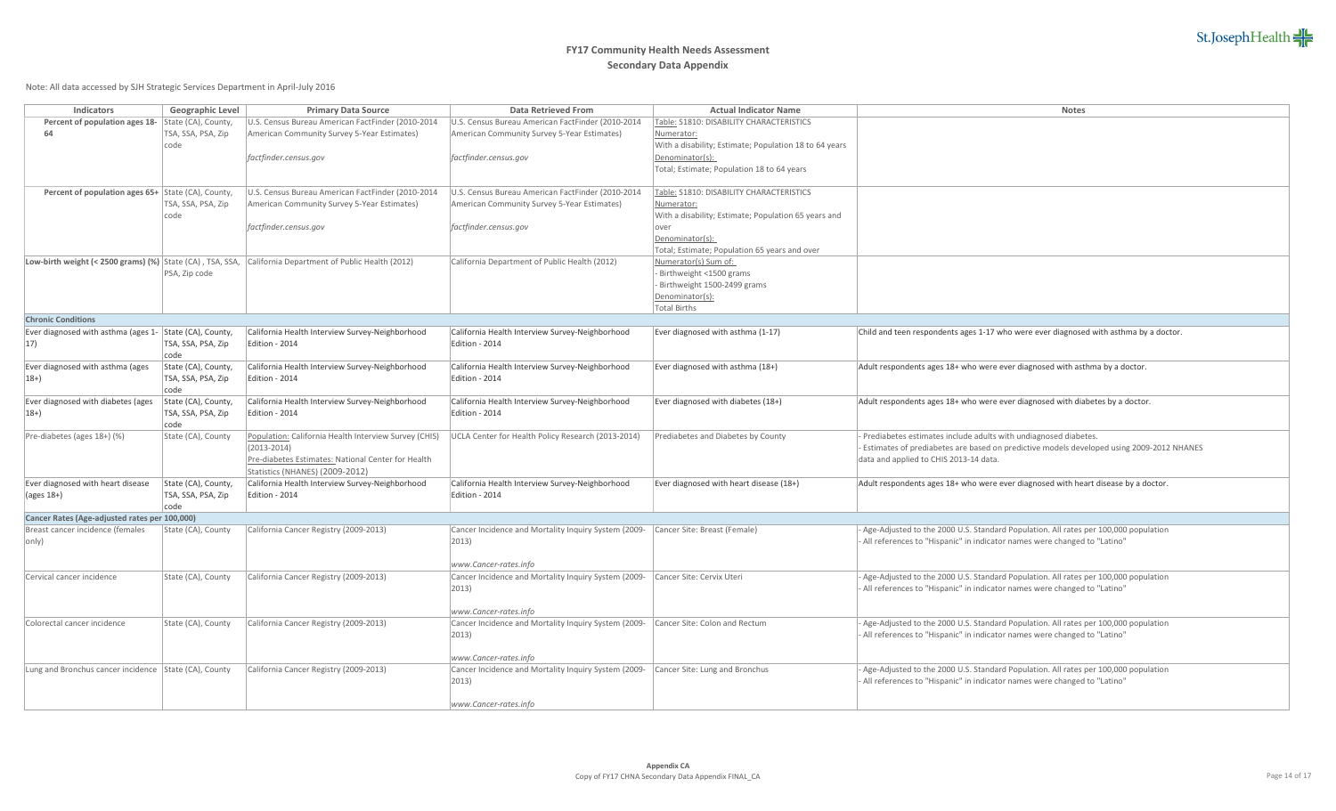# FY17 Community Health Needs Assessment

## Secondary Data Appendix

Note: All data accessed by SJH Strategic Services Department in April-July 2016

| Indicators | Geographic Level | Primary Data Source | Data Retrieved From | Actual Indicator Name | Notes |
|---|---|---|---|---|---|
| **Percent of population ages 18-64** | State (CA), County, TSA, SSA, PSA, Zip code | U.S. Census Bureau American FactFinder (2010-2014 American Community Survey 5-Year Estimates)<br><br>*factfinder.census.gov* | U.S. Census Bureau American FactFinder (2010-2014 American Community Survey 5-Year Estimates)<br><br>*factfinder.census.gov* | Table: S1810: DISABILITY CHARACTERISTICS<br>Numerator:<br>With a disability; Estimate; Population 18 to 64 years<br>Denominator(s):<br>Total; Estimate; Population 18 to 64 years | |
| **Percent of population ages 65+** | State (CA), County, TSA, SSA, PSA, Zip code | U.S. Census Bureau American FactFinder (2010-2014 American Community Survey 5-Year Estimates)<br><br>*factfinder.census.gov* | U.S. Census Bureau American FactFinder (2010-2014 American Community Survey 5-Year Estimates)<br><br>*factfinder.census.gov* | Table: S1810: DISABILITY CHARACTERISTICS<br>Numerator:<br>With a disability; Estimate; Population 65 years and over<br>Denominator(s):<br>Total; Estimate; Population 65 years and over | |
| **Low-birth weight (< 2500 grams) (%)** | State (CA) , TSA, SSA, PSA, Zip code | California Department of Public Health (2012) | California Department of Public Health (2012) | Numerator(s) Sum of:<br>- Birthweight <1500 grams<br>- Birthweight 1500-2499 grams<br>Denominator(s):<br>Total Births | |
| **Chronic Conditions** | | | | | |
| Ever diagnosed with asthma (ages 1-17) | State (CA), County, TSA, SSA, PSA, Zip code | California Health Interview Survey-Neighborhood Edition - 2014 | California Health Interview Survey-Neighborhood Edition - 2014 | Ever diagnosed with asthma (1-17) | Child and teen respondents ages 1-17 who were ever diagnosed with asthma by a doctor. |
| Ever diagnosed with asthma (ages 18+) | State (CA), County, TSA, SSA, PSA, Zip code | California Health Interview Survey-Neighborhood Edition - 2014 | California Health Interview Survey-Neighborhood Edition - 2014 | Ever diagnosed with asthma (18+) | Adult respondents ages 18+ who were ever diagnosed with asthma by a doctor. |
| Ever diagnosed with diabetes (ages 18+) | State (CA), County, TSA, SSA, PSA, Zip code | California Health Interview Survey-Neighborhood Edition - 2014 | California Health Interview Survey-Neighborhood Edition - 2014 | Ever diagnosed with diabetes (18+) | Adult respondents ages 18+ who were ever diagnosed with diabetes by a doctor. |
| Pre-diabetes (ages 18+) (%) | State (CA), County | Population: California Health Interview Survey (CHIS) (2013-2014)<br>Pre-diabetes Estimates: National Center for Health Statistics (NHANES) (2009-2012) | UCLA Center for Health Policy Research (2013-2014) | Prediabetes and Diabetes by County | - Prediabetes estimates include adults with undiagnosed diabetes.<br>- Estimates of prediabetes are based on predictive models developed using 2009-2012 NHANES data and applied to CHIS 2013-14 data. |
| Ever diagnosed with heart disease (ages 18+) | State (CA), County, TSA, SSA, PSA, Zip code | California Health Interview Survey-Neighborhood Edition - 2014 | California Health Interview Survey-Neighborhood Edition - 2014 | Ever diagnosed with heart disease (18+) | Adult respondents ages 18+ who were ever diagnosed with heart disease by a doctor. |
| **Cancer Rates (Age-adjusted rates per 100,000)** | | | | | |
| Breast cancer incidence (females only) | State (CA), County | California Cancer Registry (2009-2013) | Cancer Incidence and Mortality Inquiry System (2009-2013)<br><br>*www.Cancer-rates.info* | Cancer Site: Breast (Female) | - Age-Adjusted to the 2000 U.S. Standard Population. All rates per 100,000 population<br>- All references to "Hispanic" in indicator names were changed to "Latino" |
| Cervical cancer incidence | State (CA), County | California Cancer Registry (2009-2013) | Cancer Incidence and Mortality Inquiry System (2009-2013)<br><br>*www.Cancer-rates.info* | Cancer Site: Cervix Uteri | - Age-Adjusted to the 2000 U.S. Standard Population. All rates per 100,000 population<br>- All references to "Hispanic" in indicator names were changed to "Latino" |
| Colorectal cancer incidence | State (CA), County | California Cancer Registry (2009-2013) | Cancer Incidence and Mortality Inquiry System (2009-2013)<br><br>*www.Cancer-rates.info* | Cancer Site: Colon and Rectum | - Age-Adjusted to the 2000 U.S. Standard Population. All rates per 100,000 population<br>- All references to "Hispanic" in indicator names were changed to "Latino" |
| Lung and Bronchus cancer incidence | State (CA), County | California Cancer Registry (2009-2013) | Cancer Incidence and Mortality Inquiry System (2009-2013)<br><br>*www.Cancer-rates.info* | Cancer Site: Lung and Bronchus | - Age-Adjusted to the 2000 U.S. Standard Population. All rates per 100,000 population<br>- All references to "Hispanic" in indicator names were changed to "Latino" |

**Appendix CA**
Copy of FY17 CHNA Secondary Data Appendix FINAL_CA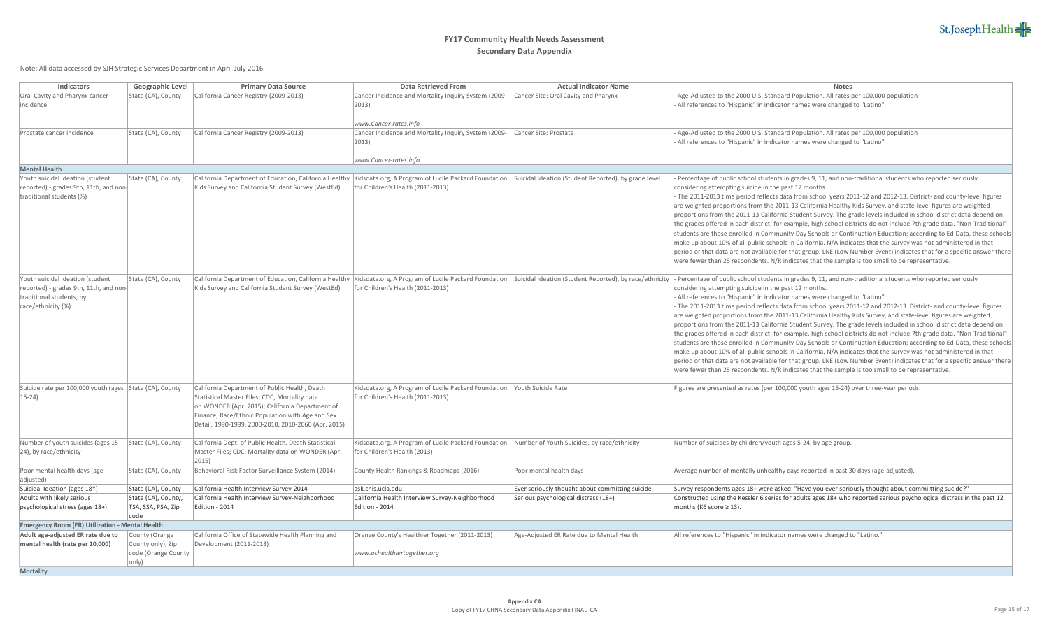# FY17 Community Health Needs Assessment

## Secondary Data Appendix

Note: All data accessed by SJH Strategic Services Department in April-July 2016

| Indicators | Geographic Level | Primary Data Source | Data Retrieved From | Actual Indicator Name | Notes |
|---|---|---|---|---|---|
| Oral Cavity and Pharynx cancer incidence | State (CA), County | California Cancer Registry (2009-2013) | Cancer Incidence and Mortality Inquiry System (2009-2013)<br><br>*www.Cancer-rates.info* | Cancer Site: Oral Cavity and Pharynx | - Age-Adjusted to the 2000 U.S. Standard Population. All rates per 100,000 population<br>- All references to "Hispanic" in indicator names were changed to "Latino" |
| Prostate cancer incidence | State (CA), County | California Cancer Registry (2009-2013) | Cancer Incidence and Mortality Inquiry System (2009-2013)<br><br>*www.Cancer-rates.info* | Cancer Site: Prostate | - Age-Adjusted to the 2000 U.S. Standard Population. All rates per 100,000 population<br>- All references to "Hispanic" in indicator names were changed to "Latino" |
| **Mental Health** | | | | | |
| Youth suicidal ideation (student reported) - grades 9th, 11th, and non-traditional students (%) | State (CA), County | California Department of Education, California Healthy Kids Survey and California Student Survey (WestEd) | Kidsdata.org, A Program of Lucile Packard Foundation for Children's Health (2011-2013) | Suicidal Ideation (Student Reported), by grade level | - Percentage of public school students in grades 9, 11, and non-traditional students who reported seriously considering attempting suicide in the past 12 months<br>- The 2011-2013 time period reflects data from school years 2011-12 and 2012-13. District- and county-level figures are weighted proportions from the 2011-13 California Healthy Kids Survey, and state-level figures are weighted proportions from the 2011-13 California Student Survey. The grade levels included in school district data depend on the grades offered in each district; for example, high school districts do not include 7th grade data. "Non-Traditional" students are those enrolled in Community Day Schools or Continuation Education; according to Ed-Data, these schools make up about 10% of all public schools in California. N/A indicates that the survey was not administered in that period or that data are not available for that group. LNE (Low Number Event) indicates that for a specific answer there were fewer than 25 respondents. N/R indicates that the sample is too small to be representative. |
| Youth suicidal ideation (student reported) - grades 9th, 11th, and non-traditional students, by race/ethnicity (%) | State (CA), County | California Department of Education, California Healthy Kids Survey and California Student Survey (WestEd) | Kidsdata.org, A Program of Lucile Packard Foundation for Children's Health (2011-2013) | Suicidal Ideation (Student Reported), by race/ethnicity | - Percentage of public school students in grades 9, 11, and non-traditional students who reported seriously considering attempting suicide in the past 12 months.<br>- All references to "Hispanic" in indicator names were changed to "Latino"<br>- The 2011-2013 time period reflects data from school years 2011-12 and 2012-13. District- and county-level figures are weighted proportions from the 2011-13 California Healthy Kids Survey, and state-level figures are weighted proportions from the 2011-13 California Student Survey. The grade levels included in school district data depend on the grades offered in each district; for example, high school districts do not include 7th grade data. "Non-Traditional" students are those enrolled in Community Day Schools or Continuation Education; according to Ed-Data, these schools make up about 10% of all public schools in California. N/A indicates that the survey was not administered in that period or that data are not available for that group. LNE (Low Number Event) indicates that for a specific answer there were fewer than 25 respondents. N/R indicates that the sample is too small to be representative. |
| Suicide rate per 100,000 youth (ages 15-24) | State (CA), County | California Department of Public Health, Death Statistical Master Files; CDC, Mortality data on WONDER (Apr. 2015); California Department of Finance, Race/Ethnic Population with Age and Sex Detail, 1990-1999, 2000-2010, 2010-2060 (Apr. 2015) | Kidsdata.org, A Program of Lucile Packard Foundation for Children's Health (2011-2013) | Youth Suicide Rate | Figures are presented as rates (per 100,000 youth ages 15-24) over three-year periods. |
| Number of youth suicides (ages 15-24), by race/ethnicity | State (CA), County | California Dept. of Public Health, Death Statistical Master Files; CDC, Mortality data on WONDER (Apr. 2015) | Kidsdata.org, A Program of Lucile Packard Foundation for Children's Health (2013) | Number of Youth Suicides, by race/ethnicity | Number of suicides by children/youth ages 5-24, by age group. |
| Poor mental health days (age-adjusted) | State (CA), County | Behavioral Risk Factor Surveillance System (2014) | County Health Rankings & Roadmaps (2016) | Poor mental health days | Average number of mentally unhealthy days reported in past 30 days (age-adjusted). |
| Suicidal Ideation (ages 18*) | State (CA), County | California Health Interview Survey-2014 | ask.chis.ucla.edu | Ever seriously thought about committing suicide | Survey respondents ages 18+ were asked: "Have you ever seriously thought about commiitting sucide?" |
| Adults with likely serious psychological stress (ages 18+) | State (CA), County, TSA, SSA, PSA, Zip code | California Health Interview Survey-Neighborhood Edition - 2014 | California Health Interview Survey-Neighborhood Edition - 2014 | Serious psychological distress (18+) | Constructed using the Kessler 6 series for adults ages 18+ who reported serious psychological distress in the past 12 months (K6 score ≥ 13). |
| **Emergency Room (ER) Utilization - Mental Health** | | | | | |
| **Adult age-adjusted ER rate due to mental health (rate per 10,000)** | County (Orange County only), Zip code (Orange County only) | California Office of Statewide Health Planning and Development (2011-2013) | Orange County's Healthier Together (2011-2013)<br><br>*www.ochealthiertogether.org* | Age-Adjusted ER Rate due to Mental Health | All references to "Hispanic" in indicator names were changed to "Latino." |
| **Mortality** | | | | | |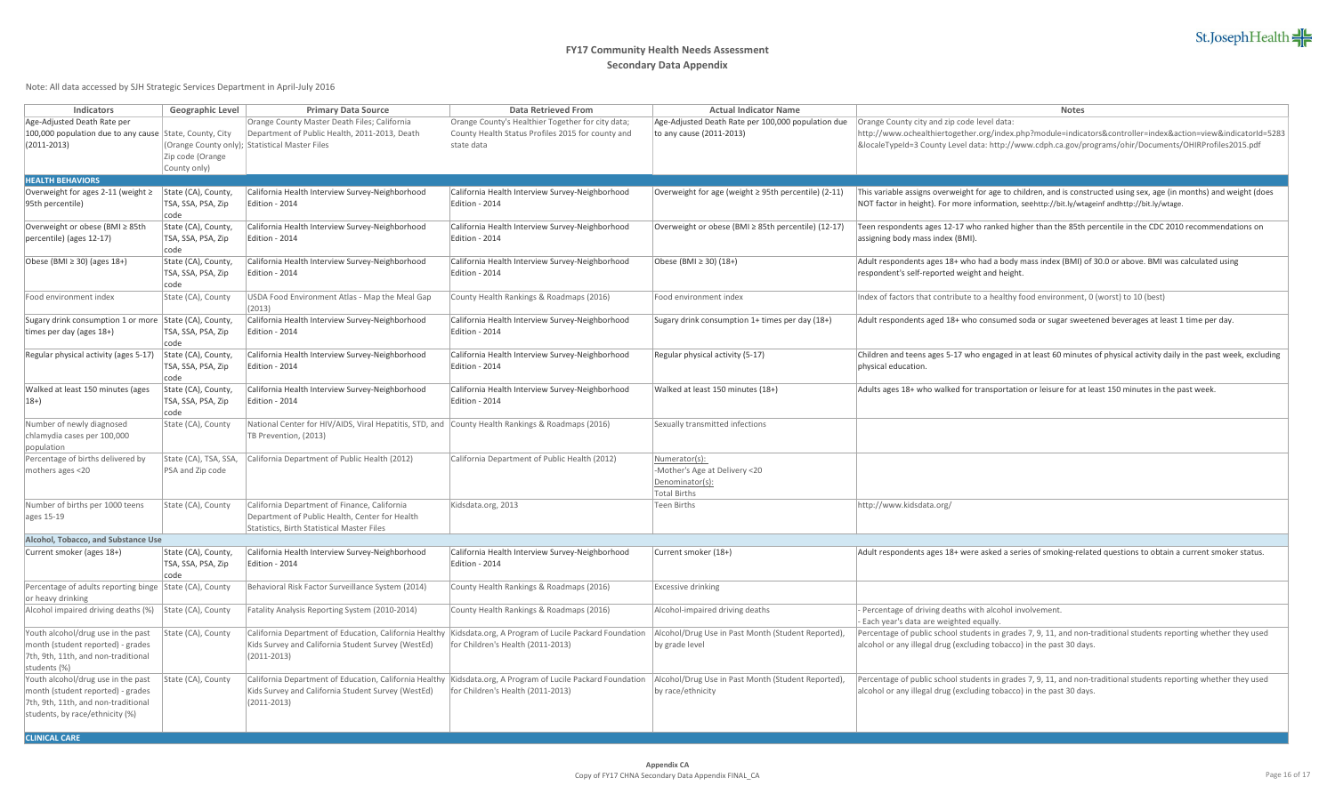# FY17 Community Health Needs Assessment

## Secondary Data Appendix

Note: All data accessed by SJH Strategic Services Department in April-July 2016

| Indicators | Geographic Level | Primary Data Source | Data Retrieved From | Actual Indicator Name | Notes |
|---|---|---|---|---|---|
| Age-Adjusted Death Rate per 100,000 population due to any cause (2011-2013) | State, County, City (Orange County only); Zip code (Orange County only) | Orange County Master Death Files; California Department of Public Health, 2011-2013, Death Statistical Master Files | Orange County's Healthier Together for city data; County Health Status Profiles 2015 for county and state data | Age-Adjusted Death Rate per 100,000 population due to any cause (2011-2013) | Orange County city and zip code level data: http://www.ochealthiertogether.org/index.php?module=indicators&controller=index&action=view&indicatorId=5283&localeTypeId=3 County Level data: http://www.cdph.ca.gov/programs/ohir/Documents/OHIRProfiles2015.pdf |
| **HEALTH BEHAVIORS** | | | | | |
| Overweight for ages 2-11 (weight ≥ 95th percentile) | State (CA), County, TSA, SSA, PSA, Zip code | California Health Interview Survey-Neighborhood Edition - 2014 | California Health Interview Survey-Neighborhood Edition - 2014 | Overweight for age (weight ≥ 95th percentile) (2-11) | This variable assigns overweight for age to children, and is constructed using sex, age (in months) and weight (does NOT factor in height). For more information, seehttp://bit.ly/wtageinf andhttp://bit.ly/wtage. |
| Overweight or obese (BMI ≥ 85th percentile) (ages 12-17) | State (CA), County, TSA, SSA, PSA, Zip code | California Health Interview Survey-Neighborhood Edition - 2014 | California Health Interview Survey-Neighborhood Edition - 2014 | Overweight or obese (BMI ≥ 85th percentile) (12-17) | Teen respondents ages 12-17 who ranked higher than the 85th percentile in the CDC 2010 recommendations on assigning body mass index (BMI). |
| Obese (BMI ≥ 30) (ages 18+) | State (CA), County, TSA, SSA, PSA, Zip code | California Health Interview Survey-Neighborhood Edition - 2014 | California Health Interview Survey-Neighborhood Edition - 2014 | Obese (BMI ≥ 30) (18+) | Adult respondents ages 18+ who had a body mass index (BMI) of 30.0 or above. BMI was calculated using respondent's self-reported weight and height. |
| Food environment index | State (CA), County | USDA Food Environment Atlas - Map the Meal Gap (2013) | County Health Rankings & Roadmaps (2016) | Food environment index | Index of factors that contribute to a healthy food environment, 0 (worst) to 10 (best) |
| Sugary drink consumption 1 or more times per day (ages 18+) | State (CA), County, TSA, SSA, PSA, Zip code | California Health Interview Survey-Neighborhood Edition - 2014 | California Health Interview Survey-Neighborhood Edition - 2014 | Sugary drink consumption 1+ times per day (18+) | Adult respondents aged 18+ who consumed soda or sugar sweetened beverages at least 1 time per day. |
| Regular physical activity (ages 5-17) | State (CA), County, TSA, SSA, PSA, Zip code | California Health Interview Survey-Neighborhood Edition - 2014 | California Health Interview Survey-Neighborhood Edition - 2014 | Regular physical activity (5-17) | Children and teens ages 5-17 who engaged in at least 60 minutes of physical activity daily in the past week, excluding physical education. |
| Walked at least 150 minutes (ages 18+) | State (CA), County, TSA, SSA, PSA, Zip code | California Health Interview Survey-Neighborhood Edition - 2014 | California Health Interview Survey-Neighborhood Edition - 2014 | Walked at least 150 minutes (18+) | Adults ages 18+ who walked for transportation or leisure for at least 150 minutes in the past week. |
| Number of newly diagnosed chlamydia cases per 100,000 population | State (CA), County | National Center for HIV/AIDS, Viral Hepatitis, STD, and TB Prevention, (2013) | County Health Rankings & Roadmaps (2016) | Sexually transmitted infections | |
| Percentage of births delivered by mothers ages <20 | State (CA), TSA, SSA, PSA and Zip code | California Department of Public Health (2012) | California Department of Public Health (2012) | Numerator(s): -Mother's Age at Delivery <20 Denominator(s): Total Births | |
| Number of births per 1000 teens ages 15-19 | State (CA), County | California Department of Finance, California Department of Public Health, Center for Health Statistics, Birth Statistical Master Files | Kidsdata.org, 2013 | Teen Births | http://www.kidsdata.org/ |
| **Alcohol, Tobacco, and Substance Use** | | | | | |
| Current smoker (ages 18+) | State (CA), County, TSA, SSA, PSA, Zip code | California Health Interview Survey-Neighborhood Edition - 2014 | California Health Interview Survey-Neighborhood Edition - 2014 | Current smoker (18+) | Adult respondents ages 18+ were asked a series of smoking-related questions to obtain a current smoker status. |
| Percentage of adults reporting binge or heavy drinking | State (CA), County | Behavioral Risk Factor Surveillance System (2014) | County Health Rankings & Roadmaps (2016) | Excessive drinking | |
| Alcohol impaired driving deaths (%) | State (CA), County | Fatality Analysis Reporting System (2010-2014) | County Health Rankings & Roadmaps (2016) | Alcohol-impaired driving deaths | - Percentage of driving deaths with alcohol involvement. - Each year's data are weighted equally. |
| Youth alcohol/drug use in the past month (student reported) - grades 7th, 9th, 11th, and non-traditional students (%) | State (CA), County | California Department of Education, California Healthy Kids Survey and California Student Survey (WestEd) (2011-2013) | Kidsdata.org, A Program of Lucile Packard Foundation for Children's Health (2011-2013) | Alcohol/Drug Use in Past Month (Student Reported), by grade level | Percentage of public school students in grades 7, 9, 11, and non-traditional students reporting whether they used alcohol or any illegal drug (excluding tobacco) in the past 30 days. |
| Youth alcohol/drug use in the past month (student reported) - grades 7th, 9th, 11th, and non-traditional students, by race/ethnicity (%) | State (CA), County | California Department of Education, California Healthy Kids Survey and California Student Survey (WestEd) (2011-2013) | Kidsdata.org, A Program of Lucile Packard Foundation for Children's Health (2011-2013) | Alcohol/Drug Use in Past Month (Student Reported), by race/ethnicity | Percentage of public school students in grades 7, 9, 11, and non-traditional students reporting whether they used alcohol or any illegal drug (excluding tobacco) in the past 30 days. |
| **CLINICAL CARE** | | | | | |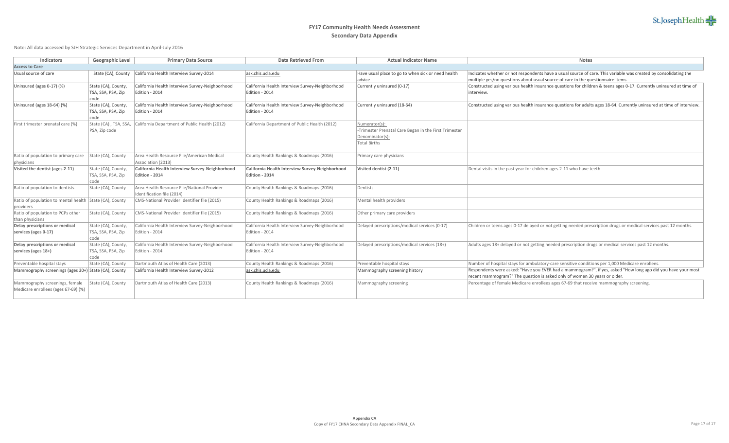# FY17 Community Health Needs Assessment

## Secondary Data Appendix

Note: All data accessed by SJH Strategic Services Department in April-July 2016

| Indicators | Geographic Level | Primary Data Source | Data Retrieved From | Actual Indicator Name | Notes |
|---|---|---|---|---|---|
| **Access to Care** | | | | | |
| Usual source of care | State (CA), County | California Health Interview Survey-2014 | ask.chis.ucla.edu | Have usual place to go to when sick or need health advice | Indicates whether or not respondents have a usual source of care. This variable was created by consolidating the multiple yes/no questions about usual source of care in the questionnaire items. |
| Uninsured (ages 0-17) (%) | State (CA), County, TSA, SSA, PSA, Zip code | California Health Interview Survey-Neighborhood Edition - 2014 | California Health Interview Survey-Neighborhood Edition - 2014 | Currently uninsured (0-17) | Constructed using various health insurance questions for children & teens ages 0-17. Currently uninsured at time of interview. |
| Uninsured (ages 18-64) (%) | State (CA), County, TSA, SSA, PSA, Zip code | California Health Interview Survey-Neighborhood Edition - 2014 | California Health Interview Survey-Neighborhood Edition - 2014 | Currently uninsured (18-64) | Constructed using various health insurance questions for adults ages 18-64. Currently uninsured at time of interview. |
| First trimester prenatal care (%) | State (CA) , TSA, SSA, PSA, Zip code | California Department of Public Health (2012) | California Department of Public Health (2012) | Numerator(s): -Trimester Prenatal Care Began in the First Trimester Denominator(s): Total Births | |
| Ratio of population to primary care physicians | State (CA), County | Area Health Resource File/American Medical Association (2013) | County Health Rankings & Roadmaps (2016) | Primary care physicians | |
| **Visited the dentist (ages 2-11)** | State (CA), County, TSA, SSA, PSA, Zip code | **California Health Interview Survey-Neighborhood Edition - 2014** | **California Health Interview Survey-Neighborhood Edition - 2014** | **Visited dentist (2-11)** | Dental visits in the past year for children ages 2-11 who have teeth |
| Ratio of population to dentists | State (CA), County | Area Health Resource File/National Provider Identification file (2014) | County Health Rankings & Roadmaps (2016) | Dentists | |
| Ratio of population to mental health providers | State (CA), County | CMS-National Provider Identifier file (2015) | County Health Rankings & Roadmaps (2016) | Mental health providers | |
| Ratio of population to PCPs other than physicians | State (CA), County | CMS-National Provider Identifier file (2015) | County Health Rankings & Roadmaps (2016) | Other primary care providers | |
| **Delay prescriptions or medical services (ages 0-17)** | State (CA), County, TSA, SSA, PSA, Zip code | California Health Interview Survey-Neighborhood Edition - 2014 | California Health Interview Survey-Neighborhood Edition - 2014 | Delayed prescriptions/medical services (0-17) | Children or teens ages 0-17 delayed or not getting needed prescription drugs or medical services past 12 months. |
| **Delay prescriptions or medical services (ages 18+)** | State (CA), County, TSA, SSA, PSA, Zip code | California Health Interview Survey-Neighborhood Edition - 2014 | California Health Interview Survey-Neighborhood Edition - 2014 | Delayed prescriptions/medical services (18+) | Adults ages 18+ delayed or not getting needed prescription drugs or medical services past 12 months. |
| Preventable hospital stays | State (CA), County | Dartmouth Atlas of Health Care (2013) | County Health Rankings & Roadmaps (2016) | Preventable hospital stays | Number of hospital stays for ambulatory-care sensitive conditions per 1,000 Medicare enrollees. |
| Mammography screenings (ages 30+) | State (CA), County | California Health Interview Survey-2012 | ask.chis.ucla.edu | Mammography screening history | Respondents were asked: "Have you EVER had a mammogram?", if yes, asked "How long ago did you have your most recent mammogram?" The question is asked only of women 30 years or older. |
| Mammography screenings, female Medicare enrollees (ages 67-69) (%) | State (CA), County | Dartmouth Atlas of Health Care (2013) | County Health Rankings & Roadmaps (2016) | Mammography screening | Percentage of female Medicare enrollees ages 67-69 that receive mammography screening. |

Appendix CA
Copy of FY17 CHNA Secondary Data Appendix FINAL_CA